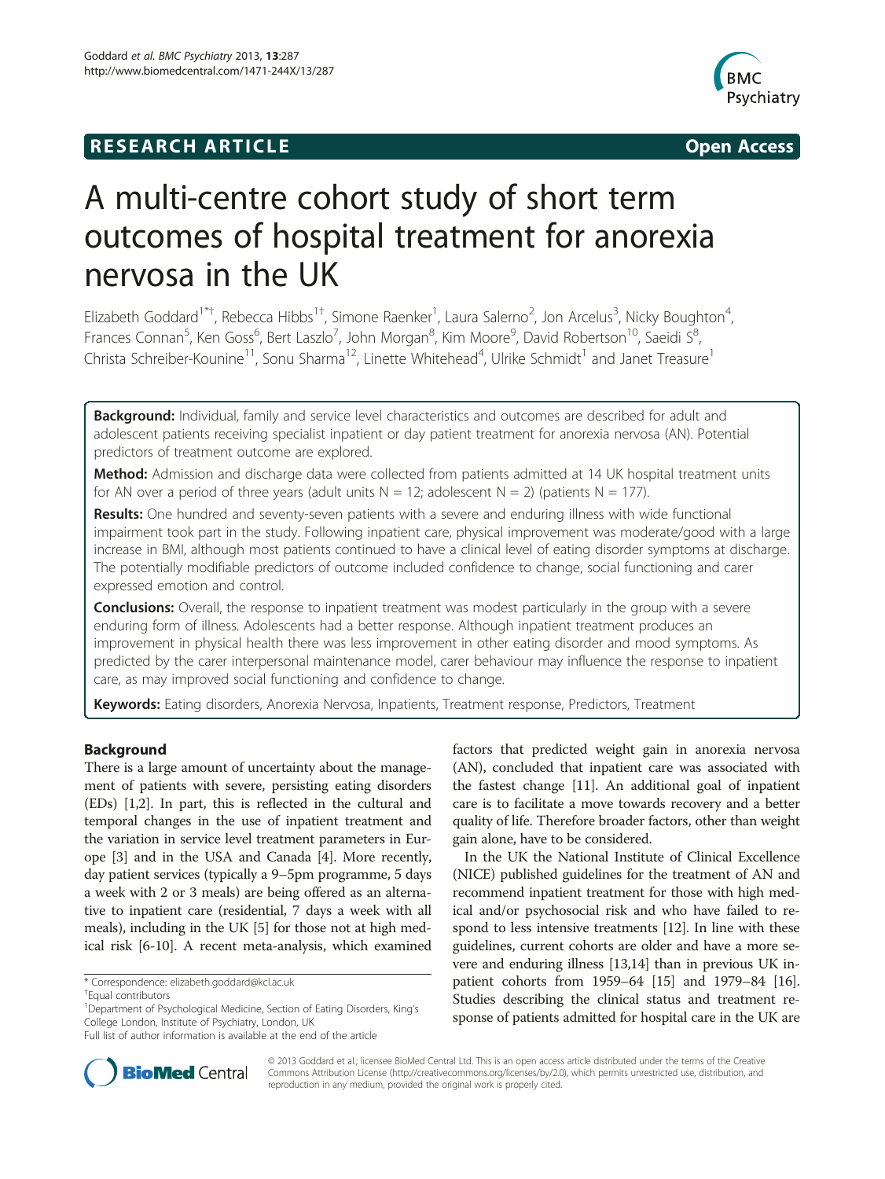**RESEARCH ARTICLE** **Open Access**

# A multi-centre cohort study of short term outcomes of hospital treatment for anorexia nervosa in the UK

Elizabeth Goddard[1*†], Rebecca Hibbs[1†], Simone Raenker[1], Laura Salerno[2], Jon Arcelus[3], Nicky Boughton[4], Frances Connan[5], Ken Goss[6], Bert Laszlo[7], John Morgan[8], Kim Moore[9], David Robertson[10], Saeidi S[8], Christa Schreiber-Kounine[11], Sonu Sharma[12], Linette Whitehead[4], Ulrike Schmidt[1] and Janet Treasure[1]

**Background:** Individual, family and service level characteristics and outcomes are described for adult and adolescent patients receiving specialist inpatient or day patient treatment for anorexia nervosa (AN). Potential predictors of treatment outcome are explored.

**Method:** Admission and discharge data were collected from patients admitted at 14 UK hospital treatment units for AN over a period of three years (adult units N = 12; adolescent N = 2) (patients N = 177).

**Results:** One hundred and seventy-seven patients with a severe and enduring illness with wide functional impairment took part in the study. Following inpatient care, physical improvement was moderate/good with a large increase in BMI, although most patients continued to have a clinical level of eating disorder symptoms at discharge. The potentially modifiable predictors of outcome included confidence to change, social functioning and carer expressed emotion and control.

**Conclusions:** Overall, the response to inpatient treatment was modest particularly in the group with a severe enduring form of illness. Adolescents had a better response. Although inpatient treatment produces an improvement in physical health there was less improvement in other eating disorder and mood symptoms. As predicted by the carer interpersonal maintenance model, carer behaviour may influence the response to inpatient care, as may improved social functioning and confidence to change.

**Keywords:** Eating disorders, Anorexia Nervosa, Inpatients, Treatment response, Predictors, Treatment

## Background

There is a large amount of uncertainty about the management of patients with severe, persisting eating disorders (EDs) [1,2]. In part, this is reflected in the cultural and temporal changes in the use of inpatient treatment and the variation in service level treatment parameters in Europe [3] and in the USA and Canada [4]. More recently, day patient services (typically a 9–5pm programme, 5 days a week with 2 or 3 meals) are being offered as an alternative to inpatient care (residential, 7 days a week with all meals), including in the UK [5] for those not at high medical risk [6-10]. A recent meta-analysis, which examined factors that predicted weight gain in anorexia nervosa (AN), concluded that inpatient care was associated with the fastest change [11]. An additional goal of inpatient care is to facilitate a move towards recovery and a better quality of life. Therefore broader factors, other than weight gain alone, have to be considered.

In the UK the National Institute of Clinical Excellence (NICE) published guidelines for the treatment of AN and recommend inpatient treatment for those with high medical and/or psychosocial risk and who have failed to respond to less intensive treatments [12]. In line with these guidelines, current cohorts are older and have a more severe and enduring illness [13,14] than in previous UK inpatient cohorts from 1959–64 [15] and 1979–84 [16]. Studies describing the clinical status and treatment response of patients admitted for hospital care in the UK are

\* Correspondence: elizabeth.goddard@kcl.ac.uk
†Equal contributors
[1]Department of Psychological Medicine, Section of Eating Disorders, King's College London, Institute of Psychiatry, London, UK
Full list of author information is available at the end of the article

© 2013 Goddard et al.; licensee BioMed Central Ltd. This is an open access article distributed under the terms of the Creative Commons Attribution License (http://creativecommons.org/licenses/by/2.0), which permits unrestricted use, distribution, and reproduction in any medium, provided the original work is properly cited.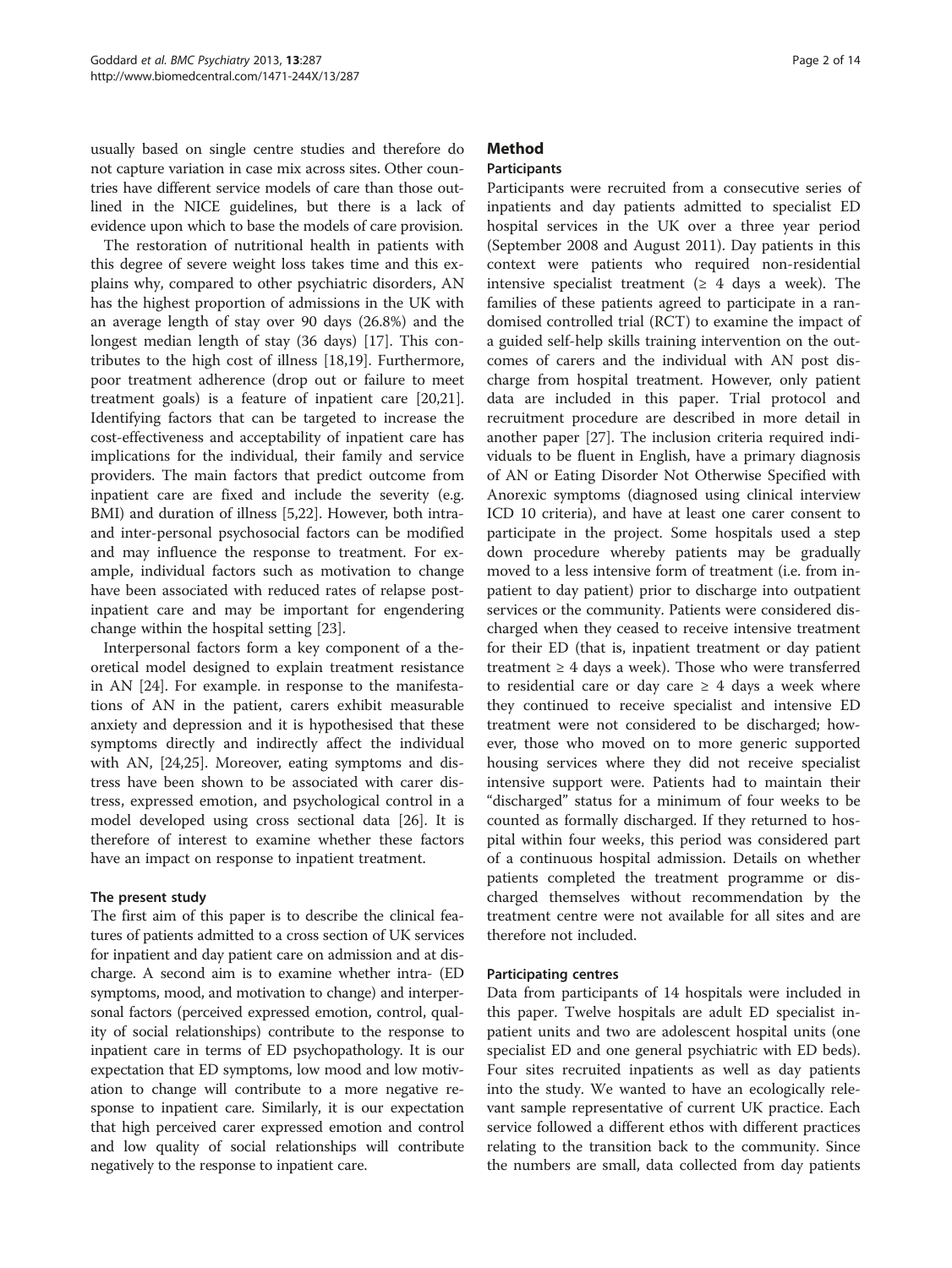usually based on single centre studies and therefore do not capture variation in case mix across sites. Other countries have different service models of care than those outlined in the NICE guidelines, but there is a lack of evidence upon which to base the models of care provision.

The restoration of nutritional health in patients with this degree of severe weight loss takes time and this explains why, compared to other psychiatric disorders, AN has the highest proportion of admissions in the UK with an average length of stay over 90 days (26.8%) and the longest median length of stay (36 days) [17]. This contributes to the high cost of illness [18,19]. Furthermore, poor treatment adherence (drop out or failure to meet treatment goals) is a feature of inpatient care [20,21]. Identifying factors that can be targeted to increase the cost-effectiveness and acceptability of inpatient care has implications for the individual, their family and service providers. The main factors that predict outcome from inpatient care are fixed and include the severity (e.g. BMI) and duration of illness [5,22]. However, both intra- and inter-personal psychosocial factors can be modified and may influence the response to treatment. For example, individual factors such as motivation to change have been associated with reduced rates of relapse post-inpatient care and may be important for engendering change within the hospital setting [23].

Interpersonal factors form a key component of a theoretical model designed to explain treatment resistance in AN [24]. For example. in response to the manifestations of AN in the patient, carers exhibit measurable anxiety and depression and it is hypothesised that these symptoms directly and indirectly affect the individual with AN, [24,25]. Moreover, eating symptoms and distress have been shown to be associated with carer distress, expressed emotion, and psychological control in a model developed using cross sectional data [26]. It is therefore of interest to examine whether these factors have an impact on response to inpatient treatment.

### The present study

The first aim of this paper is to describe the clinical features of patients admitted to a cross section of UK services for inpatient and day patient care on admission and at discharge. A second aim is to examine whether intra- (ED symptoms, mood, and motivation to change) and interpersonal factors (perceived expressed emotion, control, quality of social relationships) contribute to the response to inpatient care in terms of ED psychopathology. It is our expectation that ED symptoms, low mood and low motivation to change will contribute to a more negative response to inpatient care. Similarly, it is our expectation that high perceived carer expressed emotion and control and low quality of social relationships will contribute negatively to the response to inpatient care.

## Method

### Participants

Participants were recruited from a consecutive series of inpatients and day patients admitted to specialist ED hospital services in the UK over a three year period (September 2008 and August 2011). Day patients in this context were patients who required non-residential intensive specialist treatment (≥ 4 days a week). The families of these patients agreed to participate in a randomised controlled trial (RCT) to examine the impact of a guided self-help skills training intervention on the outcomes of carers and the individual with AN post discharge from hospital treatment. However, only patient data are included in this paper. Trial protocol and recruitment procedure are described in more detail in another paper [27]. The inclusion criteria required individuals to be fluent in English, have a primary diagnosis of AN or Eating Disorder Not Otherwise Specified with Anorexic symptoms (diagnosed using clinical interview ICD 10 criteria), and have at least one carer consent to participate in the project. Some hospitals used a step down procedure whereby patients may be gradually moved to a less intensive form of treatment (i.e. from inpatient to day patient) prior to discharge into outpatient services or the community. Patients were considered discharged when they ceased to receive intensive treatment for their ED (that is, inpatient treatment or day patient treatment ≥ 4 days a week). Those who were transferred to residential care or day care ≥ 4 days a week where they continued to receive specialist and intensive ED treatment were not considered to be discharged; however, those who moved on to more generic supported housing services where they did not receive specialist intensive support were. Patients had to maintain their "discharged" status for a minimum of four weeks to be counted as formally discharged. If they returned to hospital within four weeks, this period was considered part of a continuous hospital admission. Details on whether patients completed the treatment programme or discharged themselves without recommendation by the treatment centre were not available for all sites and are therefore not included.

### Participating centres

Data from participants of 14 hospitals were included in this paper. Twelve hospitals are adult ED specialist inpatient units and two are adolescent hospital units (one specialist ED and one general psychiatric with ED beds). Four sites recruited inpatients as well as day patients into the study. We wanted to have an ecologically relevant sample representative of current UK practice. Each service followed a different ethos with different practices relating to the transition back to the community. Since the numbers are small, data collected from day patients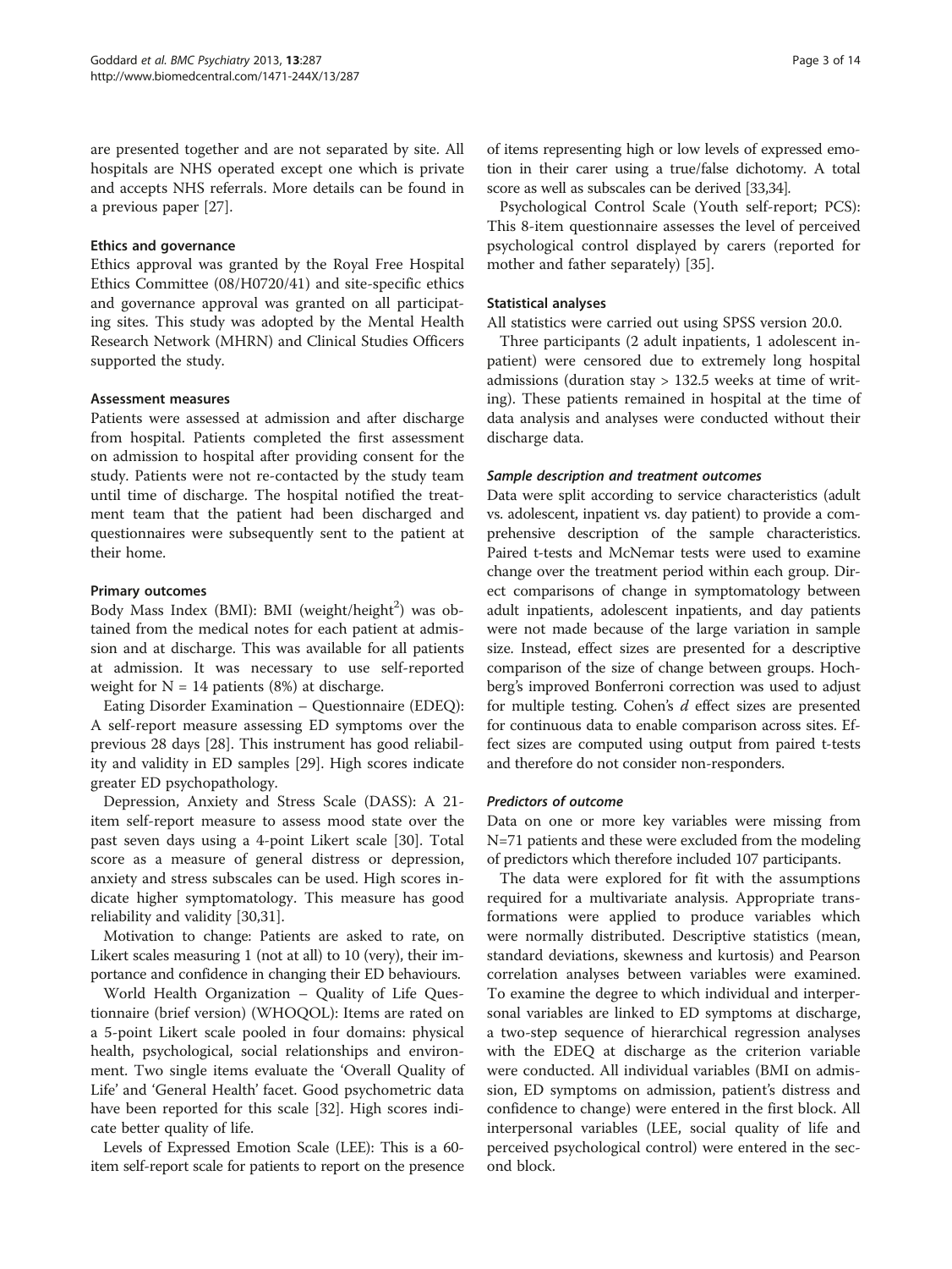are presented together and are not separated by site. All hospitals are NHS operated except one which is private and accepts NHS referrals. More details can be found in a previous paper [27].

### Ethics and governance

Ethics approval was granted by the Royal Free Hospital Ethics Committee (08/H0720/41) and site-specific ethics and governance approval was granted on all participating sites. This study was adopted by the Mental Health Research Network (MHRN) and Clinical Studies Officers supported the study.

### Assessment measures

Patients were assessed at admission and after discharge from hospital. Patients completed the first assessment on admission to hospital after providing consent for the study. Patients were not re-contacted by the study team until time of discharge. The hospital notified the treatment team that the patient had been discharged and questionnaires were subsequently sent to the patient at their home.

### Primary outcomes

Body Mass Index (BMI): BMI (weight/height$^2$) was obtained from the medical notes for each patient at admission and at discharge. This was available for all patients at admission. It was necessary to use self-reported weight for N = 14 patients (8%) at discharge.

Eating Disorder Examination – Questionnaire (EDEQ): A self-report measure assessing ED symptoms over the previous 28 days [28]. This instrument has good reliability and validity in ED samples [29]. High scores indicate greater ED psychopathology.

Depression, Anxiety and Stress Scale (DASS): A 21-item self-report measure to assess mood state over the past seven days using a 4-point Likert scale [30]. Total score as a measure of general distress or depression, anxiety and stress subscales can be used. High scores indicate higher symptomatology. This measure has good reliability and validity [30,31].

Motivation to change: Patients are asked to rate, on Likert scales measuring 1 (not at all) to 10 (very), their importance and confidence in changing their ED behaviours.

World Health Organization – Quality of Life Questionnaire (brief version) (WHOQOL): Items are rated on a 5-point Likert scale pooled in four domains: physical health, psychological, social relationships and environment. Two single items evaluate the 'Overall Quality of Life' and 'General Health' facet. Good psychometric data have been reported for this scale [32]. High scores indicate better quality of life.

Levels of Expressed Emotion Scale (LEE): This is a 60-item self-report scale for patients to report on the presence of items representing high or low levels of expressed emotion in their carer using a true/false dichotomy. A total score as well as subscales can be derived [33,34].

Psychological Control Scale (Youth self-report; PCS): This 8-item questionnaire assesses the level of perceived psychological control displayed by carers (reported for mother and father separately) [35].

### Statistical analyses

All statistics were carried out using SPSS version 20.0.

Three participants (2 adult inpatients, 1 adolescent inpatient) were censored due to extremely long hospital admissions (duration stay > 132.5 weeks at time of writing). These patients remained in hospital at the time of data analysis and analyses were conducted without their discharge data.

#### *Sample description and treatment outcomes*

Data were split according to service characteristics (adult vs. adolescent, inpatient vs. day patient) to provide a comprehensive description of the sample characteristics. Paired t-tests and McNemar tests were used to examine change over the treatment period within each group. Direct comparisons of change in symptomatology between adult inpatients, adolescent inpatients, and day patients were not made because of the large variation in sample size. Instead, effect sizes are presented for a descriptive comparison of the size of change between groups. Hochberg's improved Bonferroni correction was used to adjust for multiple testing. Cohen's *d* effect sizes are presented for continuous data to enable comparison across sites. Effect sizes are computed using output from paired t-tests and therefore do not consider non-responders.

#### *Predictors of outcome*

Data on one or more key variables were missing from N=71 patients and these were excluded from the modeling of predictors which therefore included 107 participants.

The data were explored for fit with the assumptions required for a multivariate analysis. Appropriate transformations were applied to produce variables which were normally distributed. Descriptive statistics (mean, standard deviations, skewness and kurtosis) and Pearson correlation analyses between variables were examined. To examine the degree to which individual and interpersonal variables are linked to ED symptoms at discharge, a two-step sequence of hierarchical regression analyses with the EDEQ at discharge as the criterion variable were conducted. All individual variables (BMI on admission, ED symptoms on admission, patient's distress and confidence to change) were entered in the first block. All interpersonal variables (LEE, social quality of life and perceived psychological control) were entered in the second block.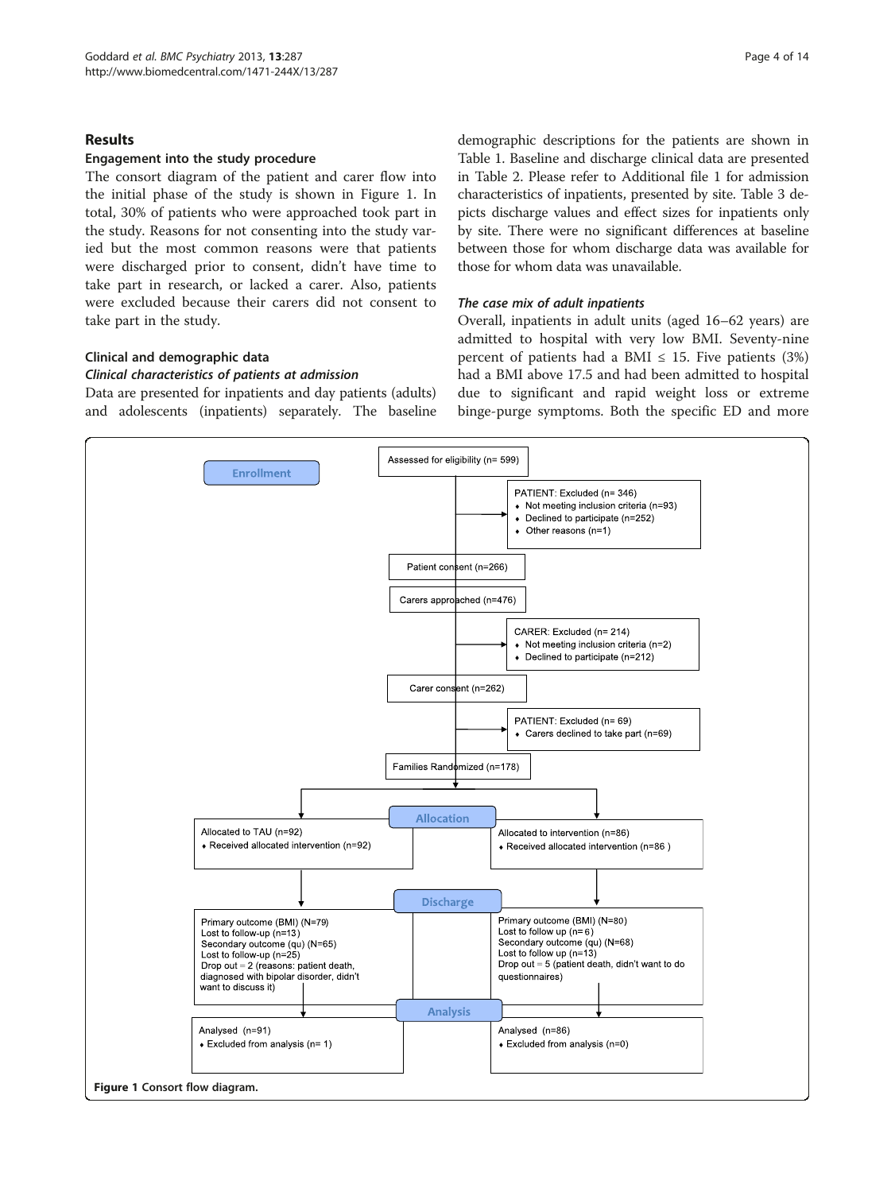## Results

### Engagement into the study procedure

The consort diagram of the patient and carer flow into the initial phase of the study is shown in Figure 1. In total, 30% of patients who were approached took part in the study. Reasons for not consenting into the study varied but the most common reasons were that patients were discharged prior to consent, didn't have time to take part in research, or lacked a carer. Also, patients were excluded because their carers did not consent to take part in the study.

### Clinical and demographic data

#### *Clinical characteristics of patients at admission*

Data are presented for inpatients and day patients (adults) and adolescents (inpatients) separately. The baseline demographic descriptions for the patients are shown in Table 1. Baseline and discharge clinical data are presented in Table 2. Please refer to Additional file 1 for admission characteristics of inpatients, presented by site. Table 3 depicts discharge values and effect sizes for inpatients only by site. There were no significant differences at baseline between those for whom discharge data was available for those for whom data was unavailable.

#### *The case mix of adult inpatients*

Overall, inpatients in adult units (aged 16–62 years) are admitted to hospital with very low BMI. Seventy-nine percent of patients had a BMI ≤ 15. Five patients (3%) had a BMI above 17.5 and had been admitted to hospital due to significant and rapid weight loss or extreme binge-purge symptoms. Both the specific ED and more

Enrollment

Assessed for eligibility (n= 599)

PATIENT: Excluded (n= 346)
- Not meeting inclusion criteria (n=93)
- Declined to participate (n=252)
- Other reasons (n=1)

Patient consent (n=266)

Carers approached (n=476)

CARER: Excluded (n= 214)
- Not meeting inclusion criteria (n=2)
- Declined to participate (n=212)

Carer consent (n=262)

PATIENT: Excluded (n= 69)
- Carers declined to take part (n=69)

Families Randomized (n=178)

Allocation

Allocated to TAU (n=92)
- Received allocated intervention (n=92)

Allocated to intervention (n=86)
- Received allocated intervention (n=86 )

Discharge

Primary outcome (BMI) (N=79)
Lost to follow-up (n=13)
Secondary outcome (qu) (N=65)
Lost to follow-up (n=25)
Drop out = 2 (reasons: patient death, diagnosed with bipolar disorder, didn't want to discuss it)

Primary outcome (BMI) (N=80)
Lost to follow up (n= 6)
Secondary outcome (qu) (N=68)
Lost to follow up (n=13)
Drop out = 5 (patient death, didn't want to do questionnaires)

Analysis

Analysed (n=91)
- Excluded from analysis (n= 1)

Analysed (n=86)
- Excluded from analysis (n=0)

**Figure 1** Consort flow diagram.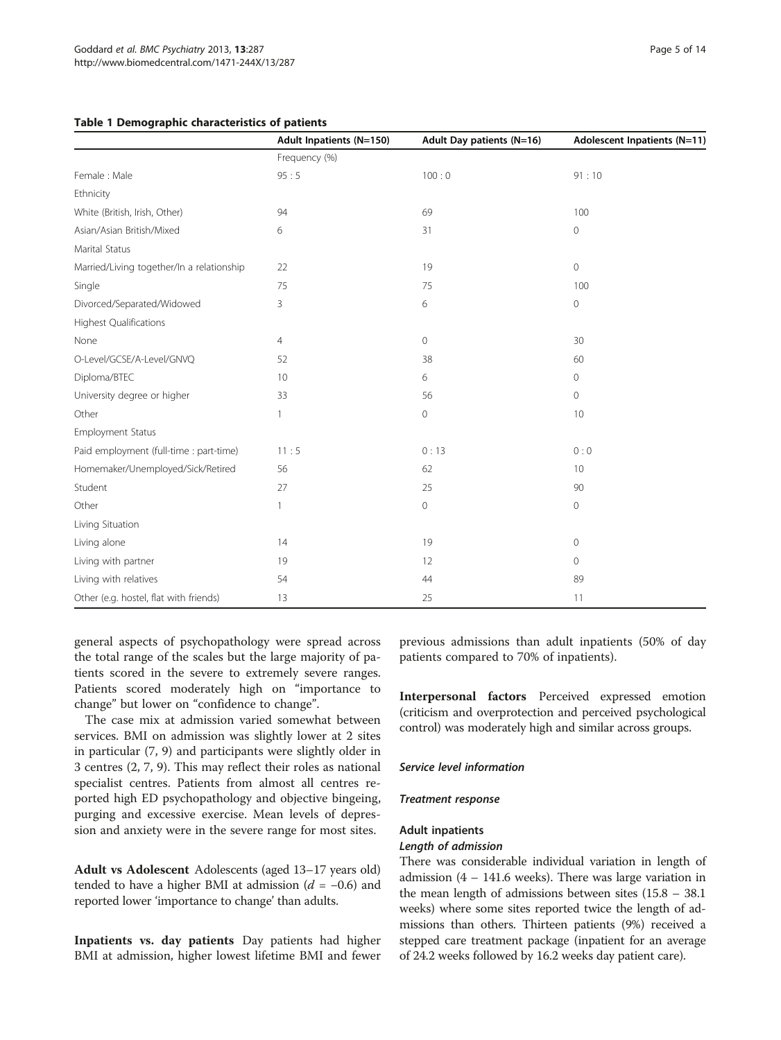**Table 1 Demographic characteristics of patients**

| | Adult Inpatients (N=150) | Adult Day patients (N=16) | Adolescent Inpatients (N=11) |
|---|---|---|---|
| | Frequency (%) | | |
| Female : Male | 95 : 5 | 100 : 0 | 91 : 10 |
| Ethnicity | | | |
| White (British, Irish, Other) | 94 | 69 | 100 |
| Asian/Asian British/Mixed | 6 | 31 | 0 |
| Marital Status | | | |
| Married/Living together/In a relationship | 22 | 19 | 0 |
| Single | 75 | 75 | 100 |
| Divorced/Separated/Widowed | 3 | 6 | 0 |
| Highest Qualifications | | | |
| None | 4 | 0 | 30 |
| O-Level/GCSE/A-Level/GNVQ | 52 | 38 | 60 |
| Diploma/BTEC | 10 | 6 | 0 |
| University degree or higher | 33 | 56 | 0 |
| Other | 1 | 0 | 10 |
| Employment Status | | | |
| Paid employment (full-time : part-time) | 11 : 5 | 0 : 13 | 0 : 0 |
| Homemaker/Unemployed/Sick/Retired | 56 | 62 | 10 |
| Student | 27 | 25 | 90 |
| Other | 1 | 0 | 0 |
| Living Situation | | | |
| Living alone | 14 | 19 | 0 |
| Living with partner | 19 | 12 | 0 |
| Living with relatives | 54 | 44 | 89 |
| Other (e.g. hostel, flat with friends) | 13 | 25 | 11 |

general aspects of psychopathology were spread across the total range of the scales but the large majority of patients scored in the severe to extremely severe ranges. Patients scored moderately high on "importance to change" but lower on "confidence to change".

The case mix at admission varied somewhat between services. BMI on admission was slightly lower at 2 sites in particular (7, 9) and participants were slightly older in 3 centres (2, 7, 9). This may reflect their roles as national specialist centres. Patients from almost all centres reported high ED psychopathology and objective bingeing, purging and excessive exercise. Mean levels of depression and anxiety were in the severe range for most sites.

**Adult vs Adolescent** Adolescents (aged 13–17 years old) tended to have a higher BMI at admission ($d = -0.6$) and reported lower 'importance to change' than adults.

**Inpatients vs. day patients** Day patients had higher BMI at admission, higher lowest lifetime BMI and fewer previous admissions than adult inpatients (50% of day patients compared to 70% of inpatients).

**Interpersonal factors** Perceived expressed emotion (criticism and overprotection and perceived psychological control) was moderately high and similar across groups.

#### *Service level information*

#### *Treatment response*

#### Adult inpatients

##### *Length of admission*

There was considerable individual variation in length of admission (4 – 141.6 weeks). There was large variation in the mean length of admissions between sites (15.8 – 38.1 weeks) where some sites reported twice the length of admissions than others. Thirteen patients (9%) received a stepped care treatment package (inpatient for an average of 24.2 weeks followed by 16.2 weeks day patient care).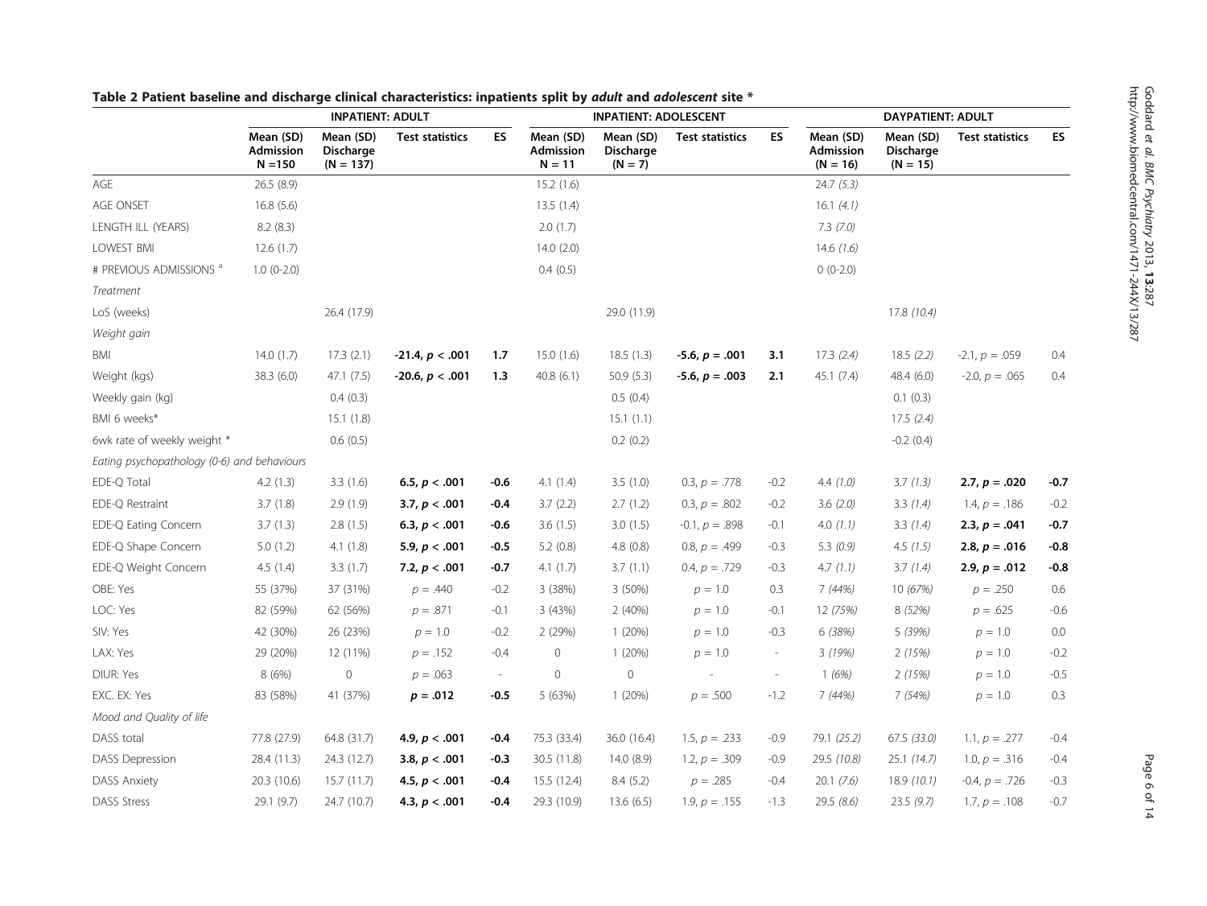**Table 2 Patient baseline and discharge clinical characteristics: inpatients split by *adult* and *adolescent* site ***

| | INPATIENT: ADULT | | | | INPATIENT: ADOLESCENT | | | | DAYPATIENT: ADULT | | | |
|---|---|---|---|---|---|---|---|---|---|---|---|---|
| | Mean (SD) Admission N =150 | Mean (SD) Discharge (N = 137) | Test statistics | ES | Mean (SD) Admission N = 11 | Mean (SD) Discharge (N = 7) | Test statistics | ES | Mean (SD) Admission (N = 16) | Mean (SD) Discharge (N = 15) | Test statistics | ES |
| AGE | 26.5 (8.9) | | | | 15.2 (1.6) | | | | 24.7 *(5.3)* | | | |
| AGE ONSET | 16.8 (5.6) | | | | 13.5 (1.4) | | | | 16.1 *(4.1)* | | | |
| LENGTH ILL (YEARS) | 8.2 (8.3) | | | | 2.0 (1.7) | | | | 7.3 *(7.0)* | | | |
| LOWEST BMI | 12.6 (1.7) | | | | 14.0 (2.0) | | | | 14.6 *(1.6)* | | | |
| # PREVIOUS ADMISSIONS [a] | 1.0 (0-2.0) | | | | 0.4 (0.5) | | | | 0 (0-2.0) | | | |
| *Treatment* | | | | | | | | | | | | |
| LoS (weeks) | | 26.4 (17.9) | | | | 29.0 (11.9) | | | | 17.8 *(10.4)* | | |
| *Weight gain* | | | | | | | | | | | | |
| BMI | 14.0 (1.7) | 17.3 (2.1) | **-21.4, *p* < .001** | **1.7** | 15.0 (1.6) | 18.5 (1.3) | **-5.6, *p* = .001** | **3.1** | 17.3 *(2.4)* | 18.5 *(2.2)* | -2.1, *p* = .059 | 0.4 |
| Weight (kgs) | 38.3 (6.0) | 47.1 (7.5) | **-20.6, *p* < .001** | **1.3** | 40.8 (6.1) | 50.9 (5.3) | **-5.6, *p* = .003** | **2.1** | 45.1 (7.4) | 48.4 (6.0) | -2.0, *p* = .065 | 0.4 |
| Weekly gain (kg) | | 0.4 (0.3) | | | | 0.5 (0.4) | | | | 0.1 (0.3) | | |
| BMI 6 weeks* | | 15.1 (1.8) | | | | 15.1 (1.1) | | | | 17.5 *(2.4)* | | |
| 6wk rate of weekly weight * | | 0.6 (0.5) | | | | 0.2 (0.2) | | | | -0.2 (0.4) | | |
| *Eating psychopathology (0-6) and behaviours* | | | | | | | | | | | | |
| EDE-Q Total | 4.2 (1.3) | 3.3 (1.6) | **6.5, *p* < .001** | **-0.6** | 4.1 (1.4) | 3.5 (1.0) | 0.3, *p* = .778 | -0.2 | 4.4 *(1.0)* | 3.7 *(1.3)* | **2.7, *p* = .020** | **-0.7** |
| EDE-Q Restraint | 3.7 (1.8) | 2.9 (1.9) | **3.7, *p* < .001** | **-0.4** | 3.7 (2.2) | 2.7 (1.2) | 0.3, *p* = .802 | -0.2 | 3.6 *(2.0)* | 3.3 *(1.4)* | 1.4, *p* = .186 | -0.2 |
| EDE-Q Eating Concern | 3.7 (1.3) | 2.8 (1.5) | **6.3, *p* < .001** | **-0.6** | 3.6 (1.5) | 3.0 (1.5) | -0.1, *p* = .898 | -0.1 | 4.0 *(1.1)* | 3.3 *(1.4)* | **2.3, *p* = .041** | **-0.7** |
| EDE-Q Shape Concern | 5.0 (1.2) | 4.1 (1.8) | **5.9, *p* < .001** | **-0.5** | 5.2 (0.8) | 4.8 (0.8) | 0.8, *p* = .499 | -0.3 | 5.3 *(0.9)* | 4.5 *(1.5)* | **2.8, *p* = .016** | **-0.8** |
| EDE-Q Weight Concern | 4.5 (1.4) | 3.3 (1.7) | **7.2, *p* < .001** | **-0.7** | 4.1 (1.7) | 3.7 (1.1) | 0.4, *p* = .729 | -0.3 | 4.7 *(1.1)* | 3.7 *(1.4)* | **2.9, *p* = .012** | **-0.8** |
| OBE: Yes | 55 (37%) | 37 (31%) | *p* = .440 | -0.2 | 3 (38%) | 3 (50%) | *p* = 1.0 | 0.3 | 7 *(44%)* | 10 *(67%)* | *p* = .250 | 0.6 |
| LOC: Yes | 82 (59%) | 62 (56%) | *p* = .871 | -0.1 | 3 (43%) | 2 (40%) | *p* = 1.0 | -0.1 | 12 *(75%)* | 8 *(52%)* | *p* = .625 | -0.6 |
| SIV: Yes | 42 (30%) | 26 (23%) | *p* = 1.0 | -0.2 | 2 (29%) | 1 (20%) | *p* = 1.0 | -0.3 | 6 *(38%)* | 5 *(39%)* | *p* = 1.0 | 0.0 |
| LAX: Yes | 29 (20%) | 12 (11%) | *p* = .152 | -0.4 | 0 | 1 (20%) | *p* = 1.0 | - | 3 *(19%)* | 2 *(15%)* | *p* = 1.0 | -0.2 |
| DIUR: Yes | 8 (6%) | 0 | *p* = .063 | - | 0 | 0 | - | - | 1 *(6%)* | 2 *(15%)* | *p* = 1.0 | -0.5 |
| EXC. EX: Yes | 83 (58%) | 41 (37%) | ***p* = .012** | **-0.5** | 5 (63%) | 1 (20%) | *p* = .500 | -1.2 | 7 *(44%)* | 7 *(54%)* | *p* = 1.0 | 0.3 |
| *Mood and Quality of life* | | | | | | | | | | | | |
| DASS total | 77.8 (27.9) | 64.8 (31.7) | **4.9, *p* < .001** | **-0.4** | 75.3 (33.4) | 36.0 (16.4) | 1.5, *p* = .233 | -0.9 | 79.1 *(25.2)* | 67.5 *(33.0)* | 1.1, *p* = .277 | -0.4 |
| DASS Depression | 28.4 (11.3) | 24.3 (12.7) | **3.8, *p* < .001** | **-0.3** | 30.5 (11.8) | 14.0 (8.9) | 1.2, *p* = .309 | -0.9 | 29.5 *(10.8)* | 25.1 *(14.7)* | 1.0, *p* = .316 | -0.4 |
| DASS Anxiety | 20.3 (10.6) | 15.7 (11.7) | **4.5, *p* < .001** | **-0.4** | 15.5 (12.4) | 8.4 (5.2) | *p* = .285 | -0.4 | 20.1 *(7.6)* | 18.9 *(10.1)* | -0.4, *p* = .726 | -0.3 |
| DASS Stress | 29.1 (9.7) | 24.7 (10.7) | **4.3, *p* < .001** | **-0.4** | 29.3 (10.9) | 13.6 (6.5) | 1.9, *p* = .155 | -1.3 | 29.5 *(8.6)* | 23.5 *(9.7)* | 1.7, *p* = .108 | -0.7 |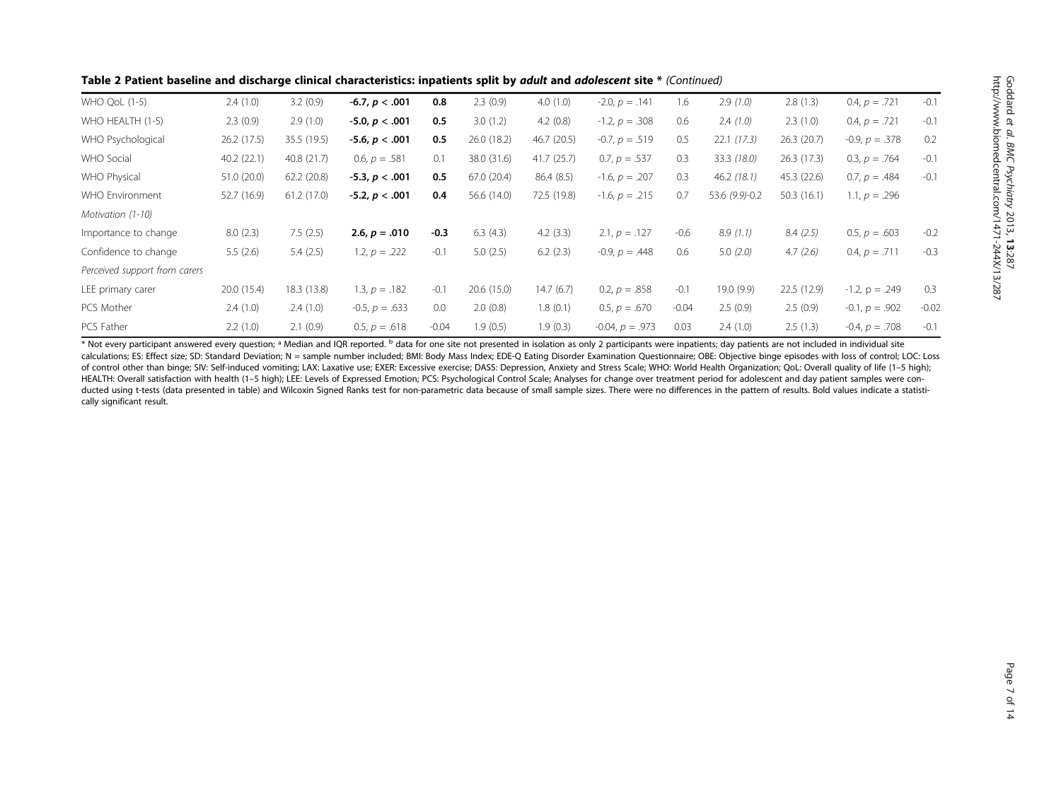**Table 2 Patient baseline and discharge clinical characteristics: inpatients split by *adult* and *adolescent* site * *(Continued)***

| | | | | | | | | | | | | |
|---|---|---|---|---|---|---|---|---|---|---|---|---|
| WHO QoL (1-5) | 2.4 (1.0) | 3.2 (0.9) | **-6.7, $p$ < .001** | **0.8** | 2.3 (0.9) | 4.0 (1.0) | -2.0, $p$ = .141 | 1.6 | 2.9 *(1.0)* | 2.8 (1.3) | 0.4, $p$ = .721 | -0.1 |
| WHO HEALTH (1-5) | 2.3 (0.9) | 2.9 (1.0) | **-5.0, $p$ < .001** | **0.5** | 3.0 (1.2) | 4.2 (0.8) | -1.2, $p$ = .308 | 0.6 | 2.4 *(1.0)* | 2.3 (1.0) | 0.4, $p$ = .721 | -0.1 |
| WHO Psychological | 26.2 (17.5) | 35.5 (19.5) | **-5.6, $p$ < .001** | **0.5** | 26.0 (18.2) | 46.7 (20.5) | -0.7, $p$ = .519 | 0.5 | 22.1 *(17.3)* | 26.3 (20.7) | -0.9, $p$ = .378 | 0.2 |
| WHO Social | 40.2 (22.1) | 40.8 (21.7) | 0.6, $p$ = .581 | 0.1 | 38.0 (31.6) | 41.7 (25.7) | 0.7, $p$ = .537 | 0.3 | 33.3 *(18.0)* | 26.3 (17.3) | 0.3, $p$ = .764 | -0.1 |
| WHO Physical | 51.0 (20.0) | 62.2 (20.8) | **-5.3, $p$ < .001** | **0.5** | 67.0 (20.4) | 86.4 (8.5) | -1.6, $p$ = .207 | 0.3 | 46.2 *(18.1)* | 45.3 (22.6) | 0.7, $p$ = .484 | -0.1 |
| WHO Environment | 52.7 (16.9) | 61.2 (17.0) | **-5.2, $p$ < .001** | **0.4** | 56.6 (14.0) | 72.5 (19.8) | -1.6, $p$ = .215 | 0.7 | 53.6 *(9.9)*-0.2 | 50.3 (16.1) | 1.1, $p$ = .296 | |
| *Motivation (1-10)* | | | | | | | | | | | | |
| Importance to change | 8.0 (2.3) | 7.5 (2.5) | **2.6, $p$ = .010** | **-0.3** | 6.3 (4.3) | 4.2 (3.3) | 2.1, $p$ = .127 | -0.6 | 8.9 *(1.1)* | 8.4 *(2.5)* | 0.5, $p$ = .603 | -0.2 |
| Confidence to change | 5.5 (2.6) | 5.4 (2.5) | 1.2, $p$ = .222 | -0.1 | 5.0 (2.5) | 6.2 (2.3) | -0.9, $p$ = .448 | 0.6 | 5.0 *(2.0)* | 4.7 *(2.6)* | 0.4, $p$ = .711 | -0.3 |
| *Perceived support from carers* | | | | | | | | | | | | |
| LEE primary carer | 20.0 (15.4) | 18.3 (13.8) | 1.3, $p$ = .182 | -0.1 | 20.6 (15.0) | 14.7 (6.7) | 0.2, $p$ = .858 | -0.1 | 19.0 (9.9) | 22.5 (12.9) | -1.2, p = .249 | 0.3 |
| PCS Mother | 2.4 (1.0) | 2.4 (1.0) | -0.5, $p$ = .633 | 0.0 | 2.0 (0.8) | 1.8 (0.1) | 0.5, $p$ = .670 | -0.04 | 2.5 (0.9) | 2.5 (0.9) | -0.1, $p$ = .902 | -0.02 |
| PCS Father | 2.2 (1.0) | 2.1 (0.9) | 0.5, $p$ = .618 | -0.04 | 1.9 (0.5) | 1.9 (0.3) | -0.04, $p$ = .973 | 0.03 | 2.4 (1.0) | 2.5 (1.3) | -0.4, $p$ = .708 | -0.1 |

* Not every participant answered every question; [a] Median and IQR reported. [b] data for one site not presented in isolation as only 2 participants were inpatients; day patients are not included in individual site calculations; ES: Effect size; SD: Standard Deviation; N = sample number included; BMI: Body Mass Index; EDE-Q Eating Disorder Examination Questionnaire; OBE: Objective binge episodes with loss of control; LOC: Loss of control other than binge; SIV: Self-induced vomiting; LAX: Laxative use; EXER: Excessive exercise; DASS: Depression, Anxiety and Stress Scale; WHO: World Health Organization; QoL: Overall quality of life (1–5 high); HEALTH: Overall satisfaction with health (1–5 high); LEE: Levels of Expressed Emotion; PCS: Psychological Control Scale; Analyses for change over treatment period for adolescent and day patient samples were conducted using t-tests (data presented in table) and Wilcoxin Signed Ranks test for non-parametric data because of small sample sizes. There were no differences in the pattern of results. Bold values indicate a statistically significant result.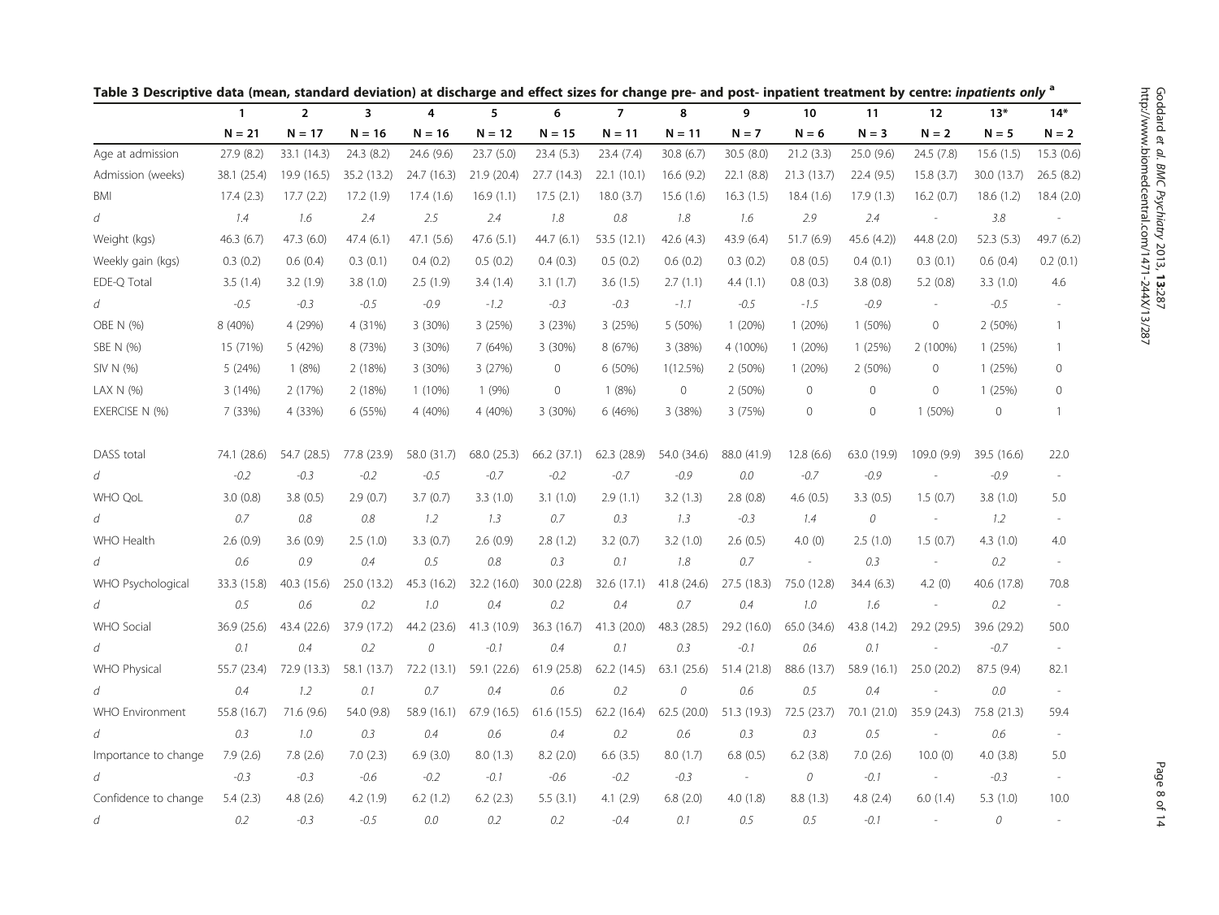**Table 3 Descriptive data (mean, standard deviation) at discharge and effect sizes for change pre- and post- inpatient treatment by centre: *inpatients only* [a]**

| | 1 | 2 | 3 | 4 | 5 | 6 | 7 | 8 | 9 | 10 | 11 | 12 | 13* | 14* |
|---|---|---|---|---|---|---|---|---|---|---|---|---|---|---|
| | N = 21 | N = 17 | N = 16 | N = 16 | N = 12 | N = 15 | N = 11 | N = 11 | N = 7 | N = 6 | N = 3 | N = 2 | N = 5 | N = 2 |
| Age at admission | 27.9 (8.2) | 33.1 (14.3) | 24.3 (8.2) | 24.6 (9.6) | 23.7 (5.0) | 23.4 (5.3) | 23.4 (7.4) | 30.8 (6.7) | 30.5 (8.0) | 21.2 (3.3) | 25.0 (9.6) | 24.5 (7.8) | 15.6 (1.5) | 15.3 (0.6) |
| Admission (weeks) | 38.1 (25.4) | 19.9 (16.5) | 35.2 (13.2) | 24.7 (16.3) | 21.9 (20.4) | 27.7 (14.3) | 22.1 (10.1) | 16.6 (9.2) | 22.1 (8.8) | 21.3 (13.7) | 22.4 (9.5) | 15.8 (3.7) | 30.0 (13.7) | 26.5 (8.2) |
| BMI | 17.4 (2.3) | 17.7 (2.2) | 17.2 (1.9) | 17.4 (1.6) | 16.9 (1.1) | 17.5 (2.1) | 18.0 (3.7) | 15.6 (1.6) | 16.3 (1.5) | 18.4 (1.6) | 17.9 (1.3) | 16.2 (0.7) | 18.6 (1.2) | 18.4 (2.0) |
| *d* | *1.4* | *1.6* | *2.4* | *2.5* | *2.4* | *1.8* | *0.8* | *1.8* | *1.6* | *2.9* | *2.4* | - | *3.8* | - |
| Weight (kgs) | 46.3 (6.7) | 47.3 (6.0) | 47.4 (6.1) | 47.1 (5.6) | 47.6 (5.1) | 44.7 (6.1) | 53.5 (12.1) | 42.6 (4.3) | 43.9 (6.4) | 51.7 (6.9) | 45.6 (4.2)) | 44.8 (2.0) | 52.3 (5.3) | 49.7 (6.2) |
| Weekly gain (kgs) | 0.3 (0.2) | 0.6 (0.4) | 0.3 (0.1) | 0.4 (0.2) | 0.5 (0.2) | 0.4 (0.3) | 0.5 (0.2) | 0.6 (0.2) | 0.3 (0.2) | 0.8 (0.5) | 0.4 (0.1) | 0.3 (0.1) | 0.6 (0.4) | 0.2 (0.1) |
| EDE-Q Total | 3.5 (1.4) | 3.2 (1.9) | 3.8 (1.0) | 2.5 (1.9) | 3.4 (1.4) | 3.1 (1.7) | 3.6 (1.5) | 2.7 (1.1) | 4.4 (1.1) | 0.8 (0.3) | 3.8 (0.8) | 5.2 (0.8) | 3.3 (1.0) | 4.6 |
| *d* | *-0.5* | *-0.3* | *-0.5* | *-0.9* | *-1.2* | *-0.3* | *-0.3* | *-1.1* | *-0.5* | *-1.5* | *-0.9* | - | *-0.5* | - |
| OBE N (%) | 8 (40%) | 4 (29%) | 4 (31%) | 3 (30%) | 3 (25%) | 3 (23%) | 3 (25%) | 5 (50%) | 1 (20%) | 1 (20%) | 1 (50%) | 0 | 2 (50%) | 1 |
| SBE N (%) | 15 (71%) | 5 (42%) | 8 (73%) | 3 (30%) | 7 (64%) | 3 (30%) | 8 (67%) | 3 (38%) | 4 (100%) | 1 (20%) | 1 (25%) | 2 (100%) | 1 (25%) | 1 |
| SIV N (%) | 5 (24%) | 1 (8%) | 2 (18%) | 3 (30%) | 3 (27%) | 0 | 6 (50%) | 1(12.5%) | 2 (50%) | 1 (20%) | 2 (50%) | 0 | 1 (25%) | 0 |
| LAX N (%) | 3 (14%) | 2 (17%) | 2 (18%) | 1 (10%) | 1 (9%) | 0 | 1 (8%) | 0 | 2 (50%) | 0 | 0 | 0 | 1 (25%) | 0 |
| EXERCISE N (%) | 7 (33%) | 4 (33%) | 6 (55%) | 4 (40%) | 4 (40%) | 3 (30%) | 6 (46%) | 3 (38%) | 3 (75%) | 0 | 0 | 1 (50%) | 0 | 1 |
| DASS total | 74.1 (28.6) | 54.7 (28.5) | 77.8 (23.9) | 58.0 (31.7) | 68.0 (25.3) | 66.2 (37.1) | 62.3 (28.9) | 54.0 (34.6) | 88.0 (41.9) | 12.8 (6.6) | 63.0 (19.9) | 109.0 (9.9) | 39.5 (16.6) | 22.0 |
| *d* | *-0.2* | *-0.3* | *-0.2* | *-0.5* | *-0.7* | *-0.2* | *-0.7* | *-0.9* | *0.0* | *-0.7* | *-0.9* | - | *-0.9* | - |
| WHO QoL | 3.0 (0.8) | 3.8 (0.5) | 2.9 (0.7) | 3.7 (0.7) | 3.3 (1.0) | 3.1 (1.0) | 2.9 (1.1) | 3.2 (1.3) | 2.8 (0.8) | 4.6 (0.5) | 3.3 (0.5) | 1.5 (0.7) | 3.8 (1.0) | 5.0 |
| *d* | *0.7* | *0.8* | *0.8* | *1.2* | *1.3* | *0.7* | *0.3* | *1.3* | *-0.3* | *1.4* | *0* | - | *1.2* | - |
| WHO Health | 2.6 (0.9) | 3.6 (0.9) | 2.5 (1.0) | 3.3 (0.7) | 2.6 (0.9) | 2.8 (1.2) | 3.2 (0.7) | 3.2 (1.0) | 2.6 (0.5) | 4.0 (0) | 2.5 (1.0) | 1.5 (0.7) | 4.3 (1.0) | 4.0 |
| *d* | *0.6* | *0.9* | *0.4* | *0.5* | *0.8* | *0.3* | *0.1* | *1.8* | *0.7* | - | *0.3* | - | *0.2* | - |
| WHO Psychological | 33.3 (15.8) | 40.3 (15.6) | 25.0 (13.2) | 45.3 (16.2) | 32.2 (16.0) | 30.0 (22.8) | 32.6 (17.1) | 41.8 (24.6) | 27.5 (18.3) | 75.0 (12.8) | 34.4 (6.3) | 4.2 (0) | 40.6 (17.8) | 70.8 |
| *d* | *0.5* | *0.6* | *0.2* | *1.0* | *0.4* | *0.2* | *0.4* | *0.7* | *0.4* | *1.0* | *1.6* | - | *0.2* | - |
| WHO Social | 36.9 (25.6) | 43.4 (22.6) | 37.9 (17.2) | 44.2 (23.6) | 41.3 (10.9) | 36.3 (16.7) | 41.3 (20.0) | 48.3 (28.5) | 29.2 (16.0) | 65.0 (34.6) | 43.8 (14.2) | 29.2 (29.5) | 39.6 (29.2) | 50.0 |
| *d* | *0.1* | *0.4* | *0.2* | *0* | *-0.1* | *0.4* | *0.1* | *0.3* | *-0.1* | *0.6* | *0.1* | - | *-0.7* | - |
| WHO Physical | 55.7 (23.4) | 72.9 (13.3) | 58.1 (13.7) | 72.2 (13.1) | 59.1 (22.6) | 61.9 (25.8) | 62.2 (14.5) | 63.1 (25.6) | 51.4 (21.8) | 88.6 (13.7) | 58.9 (16.1) | 25.0 (20.2) | 87.5 (9.4) | 82.1 |
| *d* | *0.4* | *1.2* | *0.1* | *0.7* | *0.4* | *0.6* | *0.2* | *0* | *0.6* | *0.5* | *0.4* | - | *0.0* | - |
| WHO Environment | 55.8 (16.7) | 71.6 (9.6) | 54.0 (9.8) | 58.9 (16.1) | 67.9 (16.5) | 61.6 (15.5) | 62.2 (16.4) | 62.5 (20.0) | 51.3 (19.3) | 72.5 (23.7) | 70.1 (21.0) | 35.9 (24.3) | 75.8 (21.3) | 59.4 |
| *d* | *0.3* | *1.0* | *0.3* | *0.4* | *0.6* | *0.4* | *0.2* | *0.6* | *0.3* | *0.3* | *0.5* | - | *0.6* | - |
| Importance to change | 7.9 (2.6) | 7.8 (2.6) | 7.0 (2.3) | 6.9 (3.0) | 8.0 (1.3) | 8.2 (2.0) | 6.6 (3.5) | 8.0 (1.7) | 6.8 (0.5) | 6.2 (3.8) | 7.0 (2.6) | 10.0 (0) | 4.0 (3.8) | 5.0 |
| *d* | *-0.3* | *-0.3* | *-0.6* | *-0.2* | *-0.1* | *-0.6* | *-0.2* | *-0.3* | - | *0* | *-0.1* | - | *-0.3* | - |
| Confidence to change | 5.4 (2.3) | 4.8 (2.6) | 4.2 (1.9) | 6.2 (1.2) | 6.2 (2.3) | 5.5 (3.1) | 4.1 (2.9) | 6.8 (2.0) | 4.0 (1.8) | 8.8 (1.3) | 4.8 (2.4) | 6.0 (1.4) | 5.3 (1.0) | 10.0 |
| *d* | *0.2* | *-0.3* | *-0.5* | *0.0* | *0.2* | *0.2* | *-0.4* | *0.1* | *0.5* | *0.5* | *-0.1* | - | *0* | - |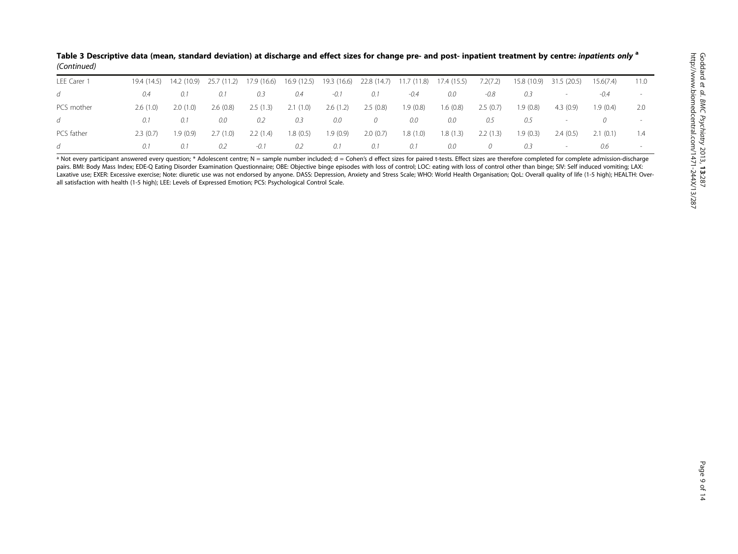**Table 3 Descriptive data (mean, standard deviation) at discharge and effect sizes for change pre- and post- inpatient treatment by centre: *inpatients only* [a] *(Continued)***

| | | | | | | | | | | | | | | |
|---|---|---|---|---|---|---|---|---|---|---|---|---|---|---|
| LEE Carer 1 | 19.4 (14.5) | 14.2 (10.9) | 25.7 (11.2) | 17.9 (16.6) | 16.9 (12.5) | 19.3 (16.6) | 22.8 (14.7) | 11.7 (11.8) | 17.4 (15.5) | 7.2(7.2) | 15.8 (10.9) | 31.5 (20.5) | 15.6(7.4) | 11.0 |
| *d* | *0.4* | *0.1* | *0.1* | *0.3* | *0.4* | *-0.1* | *0.1* | *-0.4* | *0.0* | *-0.8* | *0.3* | - | *-0.4* | - |
| PCS mother | 2.6 (1.0) | 2.0 (1.0) | 2.6 (0.8) | 2.5 (1.3) | 2.1 (1.0) | 2.6 (1.2) | 2.5 (0.8) | 1.9 (0.8) | 1.6 (0.8) | 2.5 (0.7) | 1.9 (0.8) | 4.3 (0.9) | 1.9 (0.4) | 2.0 |
| *d* | *0.1* | *0.1* | *0.0* | *0.2* | *0.3* | *0.0* | *0* | *0.0* | *0.0* | *0.5* | *0.5* | - | *0* | - |
| PCS father | 2.3 (0.7) | 1.9 (0.9) | 2.7 (1.0) | 2.2 (1.4) | 1.8 (0.5) | 1.9 (0.9) | 2.0 (0.7) | 1.8 (1.0) | 1.8 (1.3) | 2.2 (1.3) | 1.9 (0.3) | 2.4 (0.5) | 2.1 (0.1) | 1.4 |
| *d* | *0.1* | *0.1* | *0.2* | *-0.1* | *0.2* | *0.1* | *0.1* | *0.1* | *0.0* | *0* | *0.3* | - | *0.6* | - |

[a] Not every participant answered every question; * Adolescent centre; N = sample number included; d = Cohen's d effect sizes for paired t-tests. Effect sizes are therefore completed for complete admission-discharge pairs. BMI: Body Mass Index; EDE-Q Eating Disorder Examination Questionnaire; OBE: Objective binge episodes with loss of control; LOC: eating with loss of control other than binge; SIV: Self induced vomiting; LAX: Laxative use; EXER: Excessive exercise; Note: diuretic use was not endorsed by anyone. DASS: Depression, Anxiety and Stress Scale; WHO: World Health Organisation; QoL: Overall quality of life (1-5 high); HEALTH: Overall satisfaction with health (1-5 high); LEE: Levels of Expressed Emotion; PCS: Psychological Control Scale.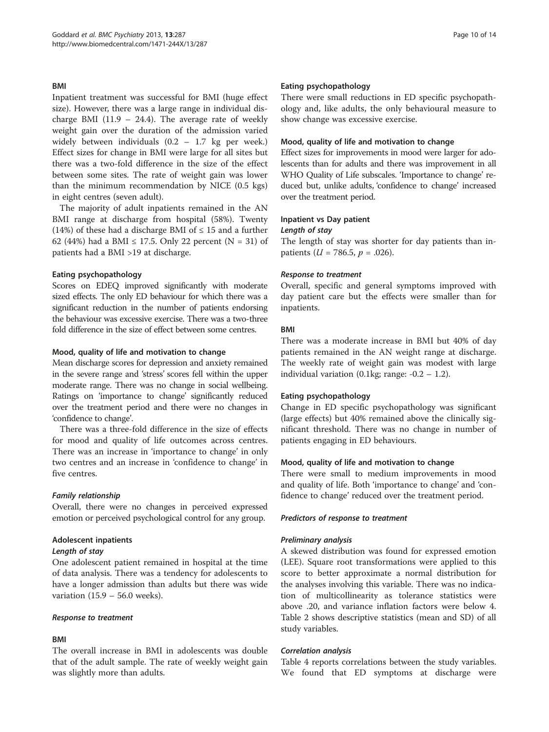#### BMI

Inpatient treatment was successful for BMI (huge effect size). However, there was a large range in individual discharge BMI (11.9 – 24.4). The average rate of weekly weight gain over the duration of the admission varied widely between individuals (0.2 – 1.7 kg per week.) Effect sizes for change in BMI were large for all sites but there was a two-fold difference in the size of the effect between some sites. The rate of weight gain was lower than the minimum recommendation by NICE (0.5 kgs) in eight centres (seven adult).

The majority of adult inpatients remained in the AN BMI range at discharge from hospital (58%). Twenty (14%) of these had a discharge BMI of ≤ 15 and a further 62 (44%) had a BMI ≤ 17.5. Only 22 percent (N = 31) of patients had a BMI >19 at discharge.

#### Eating psychopathology

Scores on EDEQ improved significantly with moderate sized effects. The only ED behaviour for which there was a significant reduction in the number of patients endorsing the behaviour was excessive exercise. There was a two-three fold difference in the size of effect between some centres.

#### Mood, quality of life and motivation to change

Mean discharge scores for depression and anxiety remained in the severe range and 'stress' scores fell within the upper moderate range. There was no change in social wellbeing. Ratings on 'importance to change' significantly reduced over the treatment period and there were no changes in 'confidence to change'.

There was a three-fold difference in the size of effects for mood and quality of life outcomes across centres. There was an increase in 'importance to change' in only two centres and an increase in 'confidence to change' in five centres.

##### *Family relationship*

Overall, there were no changes in perceived expressed emotion or perceived psychological control for any group.

### Adolescent inpatients

##### *Length of stay*

One adolescent patient remained in hospital at the time of data analysis. There was a tendency for adolescents to have a longer admission than adults but there was wide variation (15.9 – 56.0 weeks).

##### *Response to treatment*

#### BMI

The overall increase in BMI in adolescents was double that of the adult sample. The rate of weekly weight gain was slightly more than adults.

#### Eating psychopathology

There were small reductions in ED specific psychopathology and, like adults, the only behavioural measure to show change was excessive exercise.

#### Mood, quality of life and motivation to change

Effect sizes for improvements in mood were larger for adolescents than for adults and there was improvement in all WHO Quality of Life subscales. 'Importance to change' reduced but, unlike adults, 'confidence to change' increased over the treatment period.

### Inpatient vs Day patient

##### *Length of stay*

The length of stay was shorter for day patients than inpatients ($U = 786.5$, $p = .026$).

##### *Response to treatment*

Overall, specific and general symptoms improved with day patient care but the effects were smaller than for inpatients.

#### BMI

There was a moderate increase in BMI but 40% of day patients remained in the AN weight range at discharge. The weekly rate of weight gain was modest with large individual variation (0.1kg; range: -0.2 – 1.2).

#### Eating psychopathology

Change in ED specific psychopathology was significant (large effects) but 40% remained above the clinically significant threshold. There was no change in number of patients engaging in ED behaviours.

#### Mood, quality of life and motivation to change

There were small to medium improvements in mood and quality of life. Both 'importance to change' and 'confidence to change' reduced over the treatment period.

##### *Predictors of response to treatment*

##### *Preliminary analysis*

A skewed distribution was found for expressed emotion (LEE). Square root transformations were applied to this score to better approximate a normal distribution for the analyses involving this variable. There was no indication of multicollinearity as tolerance statistics were above .20, and variance inflation factors were below 4. Table 2 shows descriptive statistics (mean and SD) of all study variables.

##### *Correlation analysis*

Table 4 reports correlations between the study variables. We found that ED symptoms at discharge were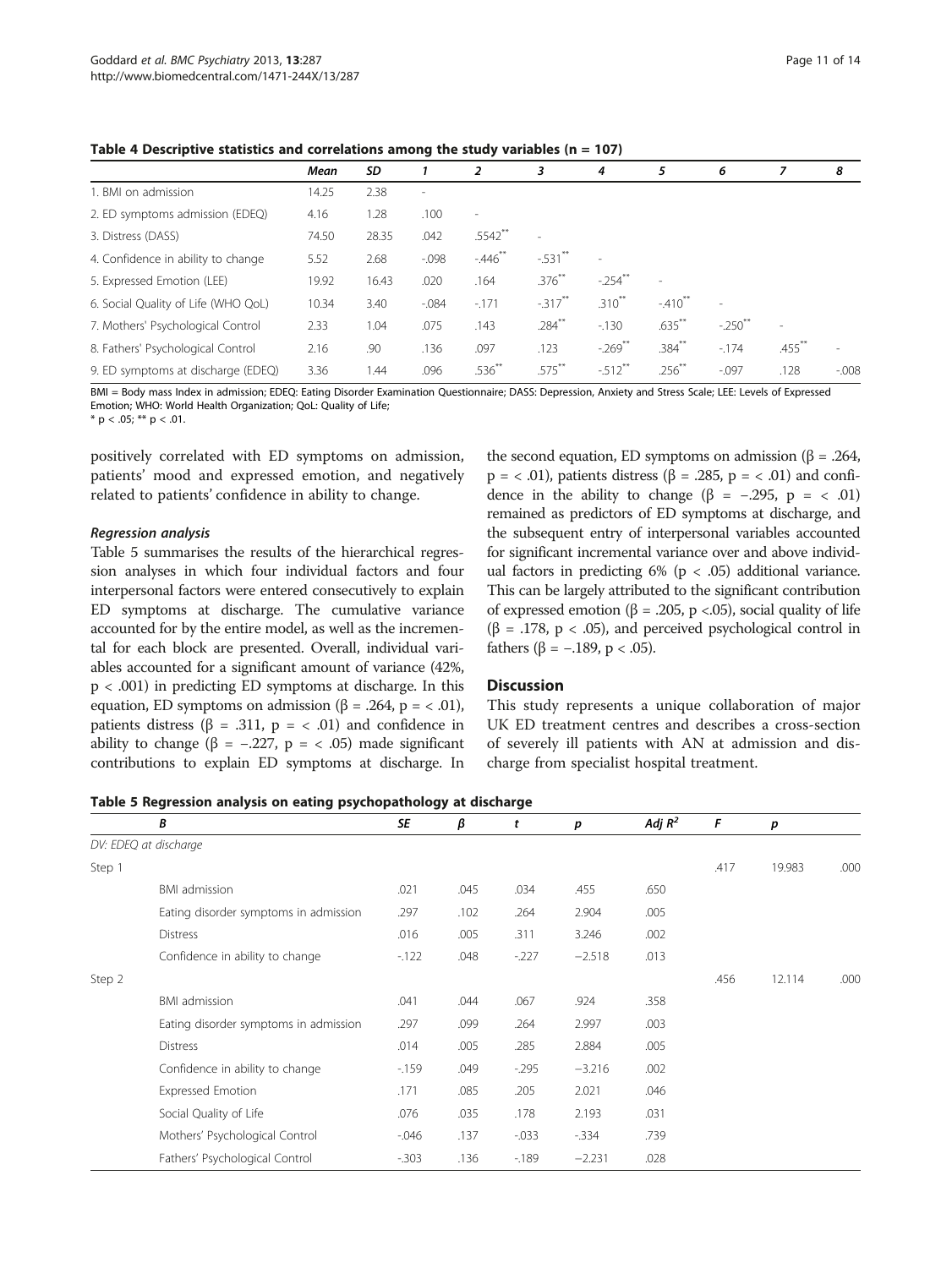**Table 4 Descriptive statistics and correlations among the study variables (n = 107)**

| | Mean | SD | 1 | 2 | 3 | 4 | 5 | 6 | 7 | 8 |
|---|---|---|---|---|---|---|---|---|---|---|
| 1. BMI on admission | 14.25 | 2.38 | - | | | | | | | |
| 2. ED symptoms admission (EDEQ) | 4.16 | 1.28 | .100 | - | | | | | | |
| 3. Distress (DASS) | 74.50 | 28.35 | .042 | .5542** | - | | | | | |
| 4. Confidence in ability to change | 5.52 | 2.68 | -.098 | -.446** | -.531** | - | | | | |
| 5. Expressed Emotion (LEE) | 19.92 | 16.43 | .020 | .164 | .376** | -.254** | - | | | |
| 6. Social Quality of Life (WHO QoL) | 10.34 | 3.40 | -.084 | -.171 | -.317** | .310** | -.410** | - | | |
| 7. Mothers' Psychological Control | 2.33 | 1.04 | .075 | .143 | .284** | -.130 | .635** | -.250** | - | |
| 8. Fathers' Psychological Control | 2.16 | .90 | .136 | .097 | .123 | -.269** | .384** | -.174 | .455** | - |
| 9. ED symptoms at discharge (EDEQ) | 3.36 | 1.44 | .096 | .536** | .575** | -.512** | .256** | -.097 | .128 | -.008 |

BMI = Body mass Index in admission; EDEQ: Eating Disorder Examination Questionnaire; DASS: Depression, Anxiety and Stress Scale; LEE: Levels of Expressed Emotion; WHO: World Health Organization; QoL: Quality of Life;
* $p < .05$; ** $p < .01$.

positively correlated with ED symptoms on admission, patients' mood and expressed emotion, and negatively related to patients' confidence in ability to change.

#### Regression analysis

Table 5 summarises the results of the hierarchical regression analyses in which four individual factors and four interpersonal factors were entered consecutively to explain ED symptoms at discharge. The cumulative variance accounted for by the entire model, as well as the incremental for each block are presented. Overall, individual variables accounted for a significant amount of variance (42%, $p < .001$) in predicting ED symptoms at discharge. In this equation, ED symptoms on admission ($\beta = .264$, p = < .01), patients distress ($\beta = .311$, p = < .01) and confidence in ability to change ($\beta = -.227$, p = < .05) made significant contributions to explain ED symptoms at discharge. In the second equation, ED symptoms on admission ($\beta = .264$, p = < .01), patients distress ($\beta = .285$, p = < .01) and confidence in the ability to change ($\beta = -.295$, p = < .01) remained as predictors of ED symptoms at discharge, and the subsequent entry of interpersonal variables accounted for significant incremental variance over and above individual factors in predicting 6% ($p < .05$) additional variance. This can be largely attributed to the significant contribution of expressed emotion ($\beta = .205$, $p < .05$), social quality of life ($\beta = .178$, $p < .05$), and perceived psychological control in fathers ($\beta = -.189$, $p < .05$).

## Discussion

This study represents a unique collaboration of major UK ED treatment centres and describes a cross-section of severely ill patients with AN at admission and discharge from specialist hospital treatment.

**Table 5 Regression analysis on eating psychopathology at discharge**

| | B | SE | β | t | p | Adj $R^2$ | F | p | |
|---|---|---|---|---|---|---|---|---|---|
| DV: EDEQ at discharge | | | | | | | | | |
| Step 1 | | | | | | | .417 | 19.983 | .000 |
| | BMI admission | .021 | .045 | .034 | .455 | .650 | | | |
| | Eating disorder symptoms in admission | .297 | .102 | .264 | 2.904 | .005 | | | |
| | Distress | .016 | .005 | .311 | 3.246 | .002 | | | |
| | Confidence in ability to change | -.122 | .048 | -.227 | −2.518 | .013 | | | |
| Step 2 | | | | | | | .456 | 12.114 | .000 |
| | BMI admission | .041 | .044 | .067 | .924 | .358 | | | |
| | Eating disorder symptoms in admission | .297 | .099 | .264 | 2.997 | .003 | | | |
| | Distress | .014 | .005 | .285 | 2.884 | .005 | | | |
| | Confidence in ability to change | -.159 | .049 | -.295 | −3.216 | .002 | | | |
| | Expressed Emotion | .171 | .085 | .205 | 2.021 | .046 | | | |
| | Social Quality of Life | .076 | .035 | .178 | 2.193 | .031 | | | |
| | Mothers' Psychological Control | -.046 | .137 | -.033 | -.334 | .739 | | | |
| | Fathers' Psychological Control | -.303 | .136 | -.189 | −2.231 | .028 | | | |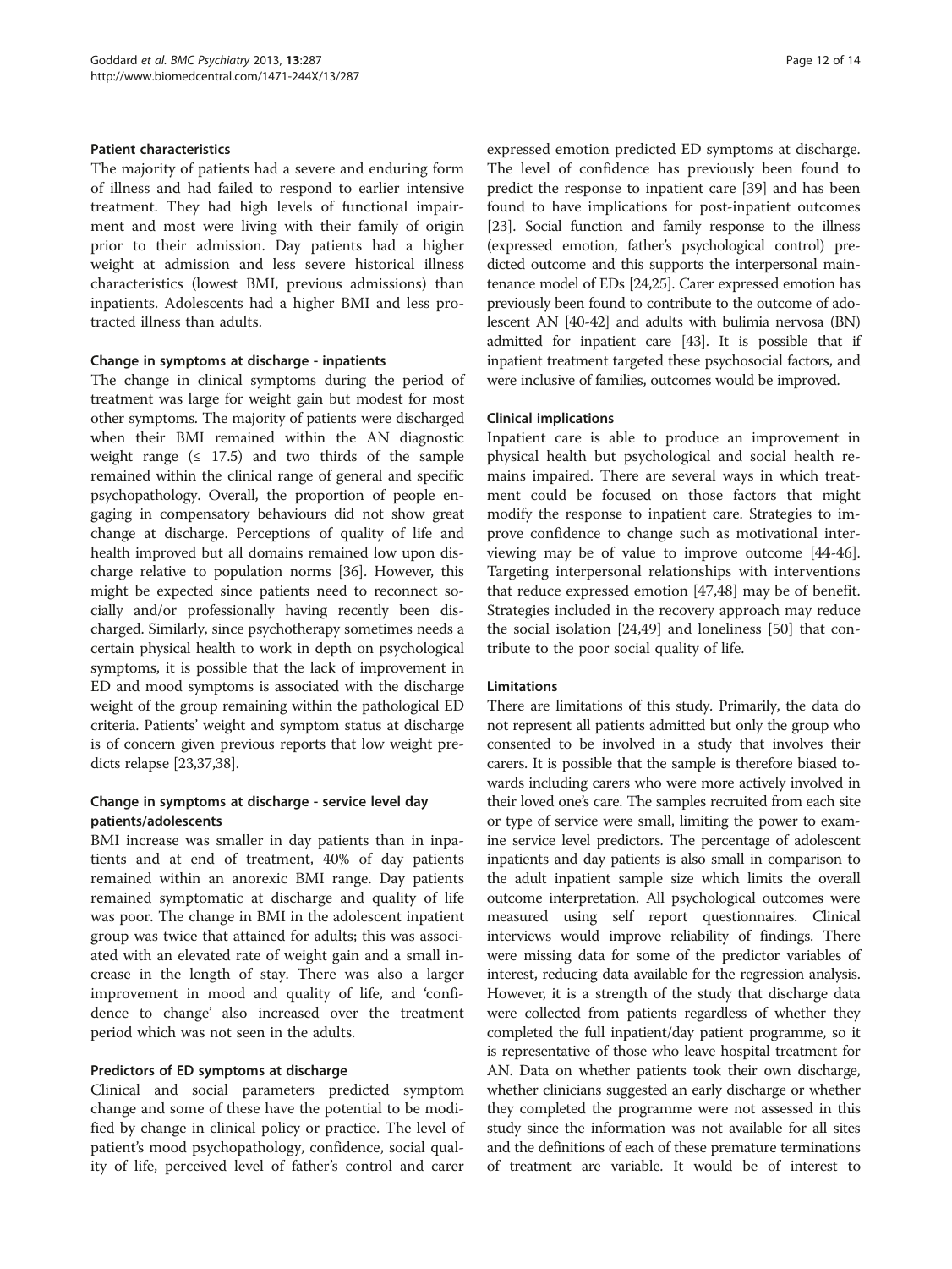#### Patient characteristics

The majority of patients had a severe and enduring form of illness and had failed to respond to earlier intensive treatment. They had high levels of functional impairment and most were living with their family of origin prior to their admission. Day patients had a higher weight at admission and less severe historical illness characteristics (lowest BMI, previous admissions) than inpatients. Adolescents had a higher BMI and less protracted illness than adults.

#### Change in symptoms at discharge - inpatients

The change in clinical symptoms during the period of treatment was large for weight gain but modest for most other symptoms. The majority of patients were discharged when their BMI remained within the AN diagnostic weight range (≤ 17.5) and two thirds of the sample remained within the clinical range of general and specific psychopathology. Overall, the proportion of people engaging in compensatory behaviours did not show great change at discharge. Perceptions of quality of life and health improved but all domains remained low upon discharge relative to population norms [36]. However, this might be expected since patients need to reconnect socially and/or professionally having recently been discharged. Similarly, since psychotherapy sometimes needs a certain physical health to work in depth on psychological symptoms, it is possible that the lack of improvement in ED and mood symptoms is associated with the discharge weight of the group remaining within the pathological ED criteria. Patients' weight and symptom status at discharge is of concern given previous reports that low weight predicts relapse [23,37,38].

#### Change in symptoms at discharge - service level day patients/adolescents

BMI increase was smaller in day patients than in inpatients and at end of treatment, 40% of day patients remained within an anorexic BMI range. Day patients remained symptomatic at discharge and quality of life was poor. The change in BMI in the adolescent inpatient group was twice that attained for adults; this was associated with an elevated rate of weight gain and a small increase in the length of stay. There was also a larger improvement in mood and quality of life, and 'confidence to change' also increased over the treatment period which was not seen in the adults.

#### Predictors of ED symptoms at discharge

Clinical and social parameters predicted symptom change and some of these have the potential to be modified by change in clinical policy or practice. The level of patient's mood psychopathology, confidence, social quality of life, perceived level of father's control and carer expressed emotion predicted ED symptoms at discharge. The level of confidence has previously been found to predict the response to inpatient care [39] and has been found to have implications for post-inpatient outcomes [23]. Social function and family response to the illness (expressed emotion, father's psychological control) predicted outcome and this supports the interpersonal maintenance model of EDs [24,25]. Carer expressed emotion has previously been found to contribute to the outcome of adolescent AN [40-42] and adults with bulimia nervosa (BN) admitted for inpatient care [43]. It is possible that if inpatient treatment targeted these psychosocial factors, and were inclusive of families, outcomes would be improved.

#### Clinical implications

Inpatient care is able to produce an improvement in physical health but psychological and social health remains impaired. There are several ways in which treatment could be focused on those factors that might modify the response to inpatient care. Strategies to improve confidence to change such as motivational interviewing may be of value to improve outcome [44-46]. Targeting interpersonal relationships with interventions that reduce expressed emotion [47,48] may be of benefit. Strategies included in the recovery approach may reduce the social isolation [24,49] and loneliness [50] that contribute to the poor social quality of life.

#### Limitations

There are limitations of this study. Primarily, the data do not represent all patients admitted but only the group who consented to be involved in a study that involves their carers. It is possible that the sample is therefore biased towards including carers who were more actively involved in their loved one's care. The samples recruited from each site or type of service were small, limiting the power to examine service level predictors. The percentage of adolescent inpatients and day patients is also small in comparison to the adult inpatient sample size which limits the overall outcome interpretation. All psychological outcomes were measured using self report questionnaires. Clinical interviews would improve reliability of findings. There were missing data for some of the predictor variables of interest, reducing data available for the regression analysis. However, it is a strength of the study that discharge data were collected from patients regardless of whether they completed the full inpatient/day patient programme, so it is representative of those who leave hospital treatment for AN. Data on whether patients took their own discharge, whether clinicians suggested an early discharge or whether they completed the programme were not assessed in this study since the information was not available for all sites and the definitions of each of these premature terminations of treatment are variable. It would be of interest to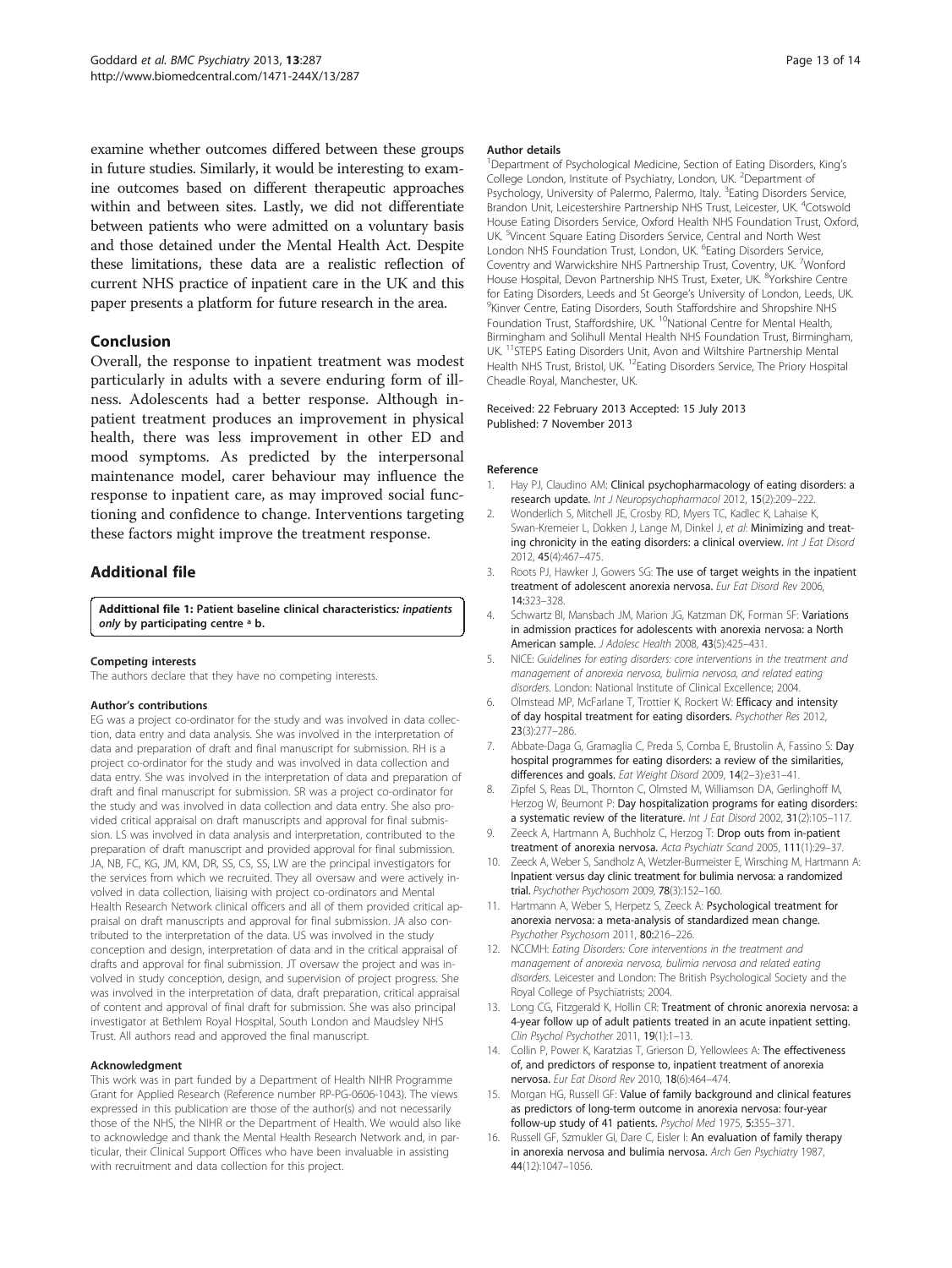examine whether outcomes differed between these groups in future studies. Similarly, it would be interesting to examine outcomes based on different therapeutic approaches within and between sites. Lastly, we did not differentiate between patients who were admitted on a voluntary basis and those detained under the Mental Health Act. Despite these limitations, these data are a realistic reflection of current NHS practice of inpatient care in the UK and this paper presents a platform for future research in the area.

## Conclusion

Overall, the response to inpatient treatment was modest particularly in adults with a severe enduring form of illness. Adolescents had a better response. Although inpatient treatment produces an improvement in physical health, there was less improvement in other ED and mood symptoms. As predicted by the interpersonal maintenance model, carer behaviour may influence the response to inpatient care, as may improved social functioning and confidence to change. Interventions targeting these factors might improve the treatment response.

## Additional file

**Addittional file 1: Patient baseline clinical characteristics*: inpatients only* by participating centre ª b.**

#### Competing interests

The authors declare that they have no competing interests.

#### Author's contributions

EG was a project co-ordinator for the study and was involved in data collection, data entry and data analysis. She was involved in the interpretation of data and preparation of draft and final manuscript for submission. RH is a project co-ordinator for the study and was involved in data collection and data entry. She was involved in the interpretation of data and preparation of draft and final manuscript for submission. SR was a project co-ordinator for the study and was involved in data collection and data entry. She also provided critical appraisal on draft manuscripts and approval for final submission. LS was involved in data analysis and interpretation, contributed to the preparation of draft manuscript and provided approval for final submission. JA, NB, FC, KG, JM, KM, DR, SS, CS, SS, LW are the principal investigators for the services from which we recruited. They all oversaw and were actively involved in data collection, liaising with project co-ordinators and Mental Health Research Network clinical officers and all of them provided critical appraisal on draft manuscripts and approval for final submission. JA also contributed to the interpretation of the data. US was involved in the study conception and design, interpretation of data and in the critical appraisal of drafts and approval for final submission. JT oversaw the project and was involved in study conception, design, and supervision of project progress. She was involved in the interpretation of data, draft preparation, critical appraisal of content and approval of final draft for submission. She was also principal investigator at Bethlem Royal Hospital, South London and Maudsley NHS Trust. All authors read and approved the final manuscript.

#### Acknowledgment

This work was in part funded by a Department of Health NIHR Programme Grant for Applied Research (Reference number RP-PG-0606-1043). The views expressed in this publication are those of the author(s) and not necessarily those of the NHS, the NIHR or the Department of Health. We would also like to acknowledge and thank the Mental Health Research Network and, in particular, their Clinical Support Offices who have been invaluable in assisting with recruitment and data collection for this project.

#### Author details

[1]Department of Psychological Medicine, Section of Eating Disorders, King's College London, Institute of Psychiatry, London, UK. [2]Department of Psychology, University of Palermo, Palermo, Italy. [3]Eating Disorders Service, Brandon Unit, Leicestershire Partnership NHS Trust, Leicester, UK. [4]Cotswold House Eating Disorders Service, Oxford Health NHS Foundation Trust, Oxford, UK. [5]Vincent Square Eating Disorders Service, Central and North West London NHS Foundation Trust, London, UK. [6]Eating Disorders Service, Coventry and Warwickshire NHS Partnership Trust, Coventry, UK. [7]Wonford House Hospital, Devon Partnership NHS Trust, Exeter, UK. [8]Yorkshire Centre for Eating Disorders, Leeds and St George's University of London, Leeds, UK. [9]Kinver Centre, Eating Disorders, South Staffordshire and Shropshire NHS Foundation Trust, Staffordshire, UK. [10]National Centre for Mental Health, Birmingham and Solihull Mental Health NHS Foundation Trust, Birmingham, UK. [11]STEPS Eating Disorders Unit, Avon and Wiltshire Partnership Mental Health NHS Trust, Bristol, UK. [12]Eating Disorders Service, The Priory Hospital Cheadle Royal, Manchester, UK.

Received: 22 February 2013 Accepted: 15 July 2013
Published: 7 November 2013

#### Reference

1. Hay PJ, Claudino AM: **Clinical psychopharmacology of eating disorders: a research update.** *Int J Neuropsychopharmacol* 2012, **15**(2):209–222.
2. Wonderlich S, Mitchell JE, Crosby RD, Myers TC, Kadlec K, Lahaise K, Swan-Kremeier L, Dokken J, Lange M, Dinkel J, *et al*: **Minimizing and treating chronicity in the eating disorders: a clinical overview.** *Int J Eat Disord* 2012, **45**(4):467–475.
3. Roots PJ, Hawker J, Gowers SG: **The use of target weights in the inpatient treatment of adolescent anorexia nervosa.** *Eur Eat Disord Rev* 2006, **14**:323–328.
4. Schwartz BI, Mansbach JM, Marion JG, Katzman DK, Forman SF: **Variations in admission practices for adolescents with anorexia nervosa: a North American sample.** *J Adolesc Health* 2008, **43**(5):425–431.
5. NICE: *Guidelines for eating disorders: core interventions in the treatment and management of anorexia nervosa, bulimia nervosa, and related eating disorders.* London: National Institute of Clinical Excellence; 2004.
6. Olmstead MP, McFarlane T, Trottier K, Rockert W: **Efficacy and intensity of day hospital treatment for eating disorders.** *Psychother Res* 2012, **23**(3):277–286.
7. Abbate-Daga G, Gramaglia C, Preda S, Comba E, Brustolin A, Fassino S: **Day hospital programmes for eating disorders: a review of the similarities, differences and goals.** *Eat Weight Disord* 2009, **14**(2–3):e31–41.
8. Zipfel S, Reas DL, Thornton C, Olmsted M, Williamson DA, Gerlinghoff M, Herzog W, Beumont P: **Day hospitalization programs for eating disorders: a systematic review of the literature.** *Int J Eat Disord* 2002, **31**(2):105–117.
9. Zeeck A, Hartmann A, Buchholz C, Herzog T: **Drop outs from in-patient treatment of anorexia nervosa.** *Acta Psychiatr Scand* 2005, **111**(1):29–37.
10. Zeeck A, Weber S, Sandholz A, Wetzler-Burmeister E, Wirsching M, Hartmann A: **Inpatient versus day clinic treatment for bulimia nervosa: a randomized trial.** *Psychother Psychosom* 2009, **78**(3):152–160.
11. Hartmann A, Weber S, Herpetz S, Zeeck A: **Psychological treatment for anorexia nervosa: a meta-analysis of standardized mean change.** *Psychother Psychosom* 2011, **80**:216–226.
12. NCCMH: *Eating Disorders: Core interventions in the treatment and management of anorexia nervosa, bulimia nervosa and related eating disorders.* Leicester and London: The British Psychological Society and the Royal College of Psychiatrists; 2004.
13. Long CG, Fitzgerald K, Hollin CR: **Treatment of chronic anorexia nervosa: a 4-year follow up of adult patients treated in an acute inpatient setting.** *Clin Psychol Psychother* 2011, **19**(1):1–13.
14. Collin P, Power K, Karatzias T, Grierson D, Yellowlees A: **The effectiveness of, and predictors of response to, inpatient treatment of anorexia nervosa.** *Eur Eat Disord Rev* 2010, **18**(6):464–474.
15. Morgan HG, Russell GF: **Value of family background and clinical features as predictors of long-term outcome in anorexia nervosa: four-year follow-up study of 41 patients.** *Psychol Med* 1975, **5**:355–371.
16. Russell GF, Szmukler GI, Dare C, Eisler I: **An evaluation of family therapy in anorexia nervosa and bulimia nervosa.** *Arch Gen Psychiatry* 1987, **44**(12):1047–1056.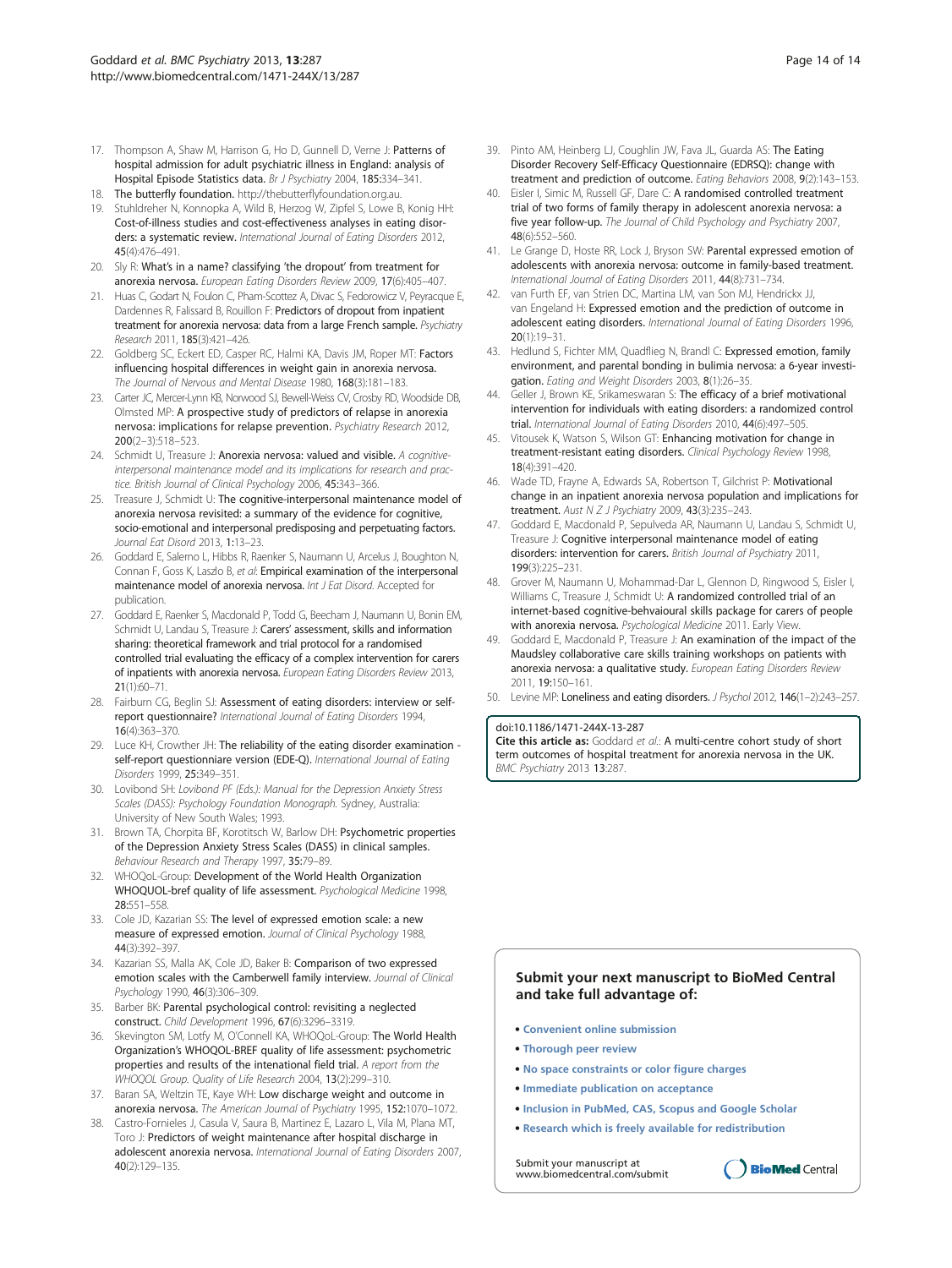17. Thompson A, Shaw M, Harrison G, Ho D, Gunnell D, Verne J: **Patterns of hospital admission for adult psychiatric illness in England: analysis of Hospital Episode Statistics data.** *Br J Psychiatry* 2004, **185:**334–341.
18. The butterfly foundation. http://thebutterflyfoundation.org.au.
19. Stuhldreher N, Konnopka A, Wild B, Herzog W, Zipfel S, Lowe B, Konig HH: **Cost-of-illness studies and cost-effectiveness analyses in eating disorders: a systematic review.** *International Journal of Eating Disorders* 2012, **45**(4):476–491.
20. Sly R: **What's in a name? classifying 'the dropout' from treatment for anorexia nervosa.** *European Eating Disorders Review* 2009, **17**(6):405–407.
21. Huas C, Godart N, Foulon C, Pham-Scottez A, Divac S, Fedorowicz V, Peyracque E, Dardennes R, Falissard B, Rouillon F: **Predictors of dropout from inpatient treatment for anorexia nervosa: data from a large French sample.** *Psychiatry Research* 2011, **185**(3):421–426.
22. Goldberg SC, Eckert ED, Casper RC, Halmi KA, Davis JM, Roper MT: **Factors influencing hospital differences in weight gain in anorexia nervosa.** *The Journal of Nervous and Mental Disease* 1980, **168**(3):181–183.
23. Carter JC, Mercer-Lynn KB, Norwood SJ, Bewell-Weiss CV, Crosby RD, Woodside DB, Olmsted MP: **A prospective study of predictors of relapse in anorexia nervosa: implications for relapse prevention.** *Psychiatry Research* 2012, **200**(2–3):518–523.
24. Schmidt U, Treasure J: **Anorexia nervosa: valued and visible.** *A cognitive-interpersonal maintenance model and its implications for research and practice. British Journal of Clinical Psychology* 2006, **45:**343–366.
25. Treasure J, Schmidt U: **The cognitive-interpersonal maintenance model of anorexia nervosa revisited: a summary of the evidence for cognitive, socio-emotional and interpersonal predisposing and perpetuating factors.** *Journal Eat Disord* 2013, **1:**13–23.
26. Goddard E, Salerno L, Hibbs R, Raenker S, Naumann U, Arcelus J, Boughton N, Connan F, Goss K, Laszlo B, *et al*: **Empirical examination of the interpersonal maintenance model of anorexia nervosa.** *Int J Eat Disord*. Accepted for publication.
27. Goddard E, Raenker S, Macdonald P, Todd G, Beecham J, Naumann U, Bonin EM, Schmidt U, Landau S, Treasure J: **Carers' assessment, skills and information sharing: theoretical framework and trial protocol for a randomised controlled trial evaluating the efficacy of a complex intervention for carers of inpatients with anorexia nervosa.** *European Eating Disorders Review* 2013, **21**(1):60–71.
28. Fairburn CG, Beglin SJ: **Assessment of eating disorders: interview or self-report questionnaire?** *International Journal of Eating Disorders* 1994, **16**(4):363–370.
29. Luce KH, Crowther JH: **The reliability of the eating disorder examination - self-report questionnaire version (EDE-Q).** *International Journal of Eating Disorders* 1999, **25:**349–351.
30. Lovibond SH: *Lovibond PF (Eds.): Manual for the Depression Anxiety Stress Scales (DASS): Psychology Foundation Monograph.* Sydney, Australia: University of New South Wales; 1993.
31. Brown TA, Chorpita BF, Korotitsch W, Barlow DH: **Psychometric properties of the Depression Anxiety Stress Scales (DASS) in clinical samples.** *Behaviour Research and Therapy* 1997, **35:**79–89.
32. WHOQoL-Group: **Development of the World Health Organization WHOQUOL-bref quality of life assessment.** *Psychological Medicine* 1998, **28:**551–558.
33. Cole JD, Kazarian SS: **The level of expressed emotion scale: a new measure of expressed emotion.** *Journal of Clinical Psychology* 1988, **44**(3):392–397.
34. Kazarian SS, Malla AK, Cole JD, Baker B: **Comparison of two expressed emotion scales with the Camberwell family interview.** *Journal of Clinical Psychology* 1990, **46**(3):306–309.
35. Barber BK: **Parental psychological control: revisiting a neglected construct.** *Child Development* 1996, **67**(6):3296–3319.
36. Skevington SM, Lotfy M, O'Connell KA, WHOQoL-Group: **The World Health Organization's WHOQOL-BREF quality of life assessment: psychometric properties and results of the intenational field trial.** *A report from the WHOQOL Group. Quality of Life Research* 2004, **13**(2):299–310.
37. Baran SA, Weltzin TE, Kaye WH: **Low discharge weight and outcome in anorexia nervosa.** *The American Journal of Psychiatry* 1995, **152:**1070–1072.
38. Castro-Fornieles J, Casula V, Saura B, Martinez E, Lazaro L, Vila M, Plana MT, Toro J: **Predictors of weight maintenance after hospital discharge in adolescent anorexia nervosa.** *International Journal of Eating Disorders* 2007, **40**(2):129–135.
39. Pinto AM, Heinberg LJ, Coughlin JW, Fava JL, Guarda AS: **The Eating Disorder Recovery Self-Efficacy Questionnaire (EDRSQ): change with treatment and prediction of outcome.** *Eating Behaviors* 2008, **9**(2):143–153.
40. Eisler I, Simic M, Russell GF, Dare C: **A randomised controlled treatment trial of two forms of family therapy in adolescent anorexia nervosa: a five year follow-up.** *The Journal of Child Psychology and Psychiatry* 2007, **48**(6):552–560.
41. Le Grange D, Hoste RR, Lock J, Bryson SW: **Parental expressed emotion of adolescents with anorexia nervosa: outcome in family-based treatment.** *International Journal of Eating Disorders* 2011, **44**(8):731–734.
42. van Furth EF, van Strien DC, Martina LM, van Son MJ, Hendrickx JJ, van Engeland H: **Expressed emotion and the prediction of outcome in adolescent eating disorders.** *International Journal of Eating Disorders* 1996, **20**(1):19–31.
43. Hedlund S, Fichter MM, Quadflieg N, Brandl C: **Expressed emotion, family environment, and parental bonding in bulimia nervosa: a 6-year investigation.** *Eating and Weight Disorders* 2003, **8**(1):26–35.
44. Geller J, Brown KE, Srikameswaran S: **The efficacy of a brief motivational intervention for individuals with eating disorders: a randomized control trial.** *International Journal of Eating Disorders* 2010, **44**(6):497–505.
45. Vitousek K, Watson S, Wilson GT: **Enhancing motivation for change in treatment-resistant eating disorders.** *Clinical Psychology Review* 1998, **18**(4):391–420.
46. Wade TD, Frayne A, Edwards SA, Robertson T, Gilchrist P: **Motivational change in an inpatient anorexia nervosa population and implications for treatment.** *Aust N Z J Psychiatry* 2009, **43**(3):235–243.
47. Goddard E, Macdonald P, Sepulveda AR, Naumann U, Landau S, Schmidt U, Treasure J: **Cognitive interpersonal maintenance model of eating disorders: intervention for carers.** *British Journal of Psychiatry* 2011, **199**(3):225–231.
48. Grover M, Naumann U, Mohammad-Dar L, Glennon D, Ringwood S, Eisler I, Williams C, Treasure J, Schmidt U: **A randomized controlled trial of an internet-based cognitive-behvaioural skills package for carers of people with anorexia nervosa.** *Psychological Medicine* 2011. Early View.
49. Goddard E, Macdonald P, Treasure J: **An examination of the impact of the Maudsley collaborative care skills training workshops on patients with anorexia nervosa: a qualitative study.** *European Eating Disorders Review* 2011, **19:**150–161.
50. Levine MP: **Loneliness and eating disorders.** *J Psychol* 2012, **146**(1–2):243–257.

doi:10.1186/1471-244X-13-287
**Cite this article as:** Goddard *et al.*: A multi-centre cohort study of short term outcomes of hospital treatment for anorexia nervosa in the UK. *BMC Psychiatry* 2013 **13**:287.

**Submit your next manuscript to BioMed Central and take full advantage of:**

- **Convenient online submission**
- **Thorough peer review**
- **No space constraints or color figure charges**
- **Immediate publication on acceptance**
- **Inclusion in PubMed, CAS, Scopus and Google Scholar**
- **Research which is freely available for redistribution**

Submit your manuscript at www.biomedcentral.com/submit

BioMed Central